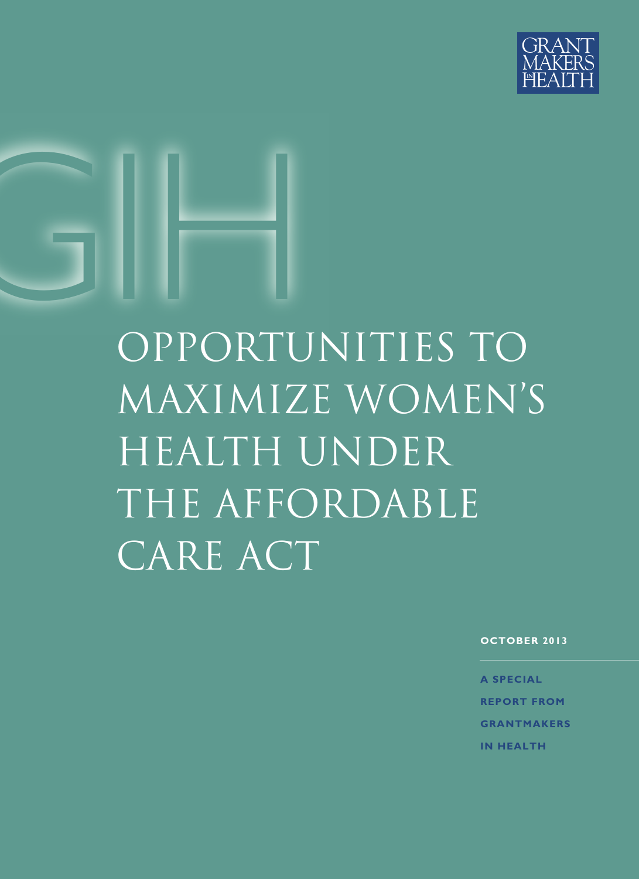GRANT MAKERS IN HEALTH

GIH

# OPPORTUNITIES TO MAXIMIZE WOMEN'S HEALTH UNDER THE AFFORDABLE CARE ACT

**OCTOBER 2013**

**A SPECIAL REPORT FROM GRANTMAKERS IN HEALTH**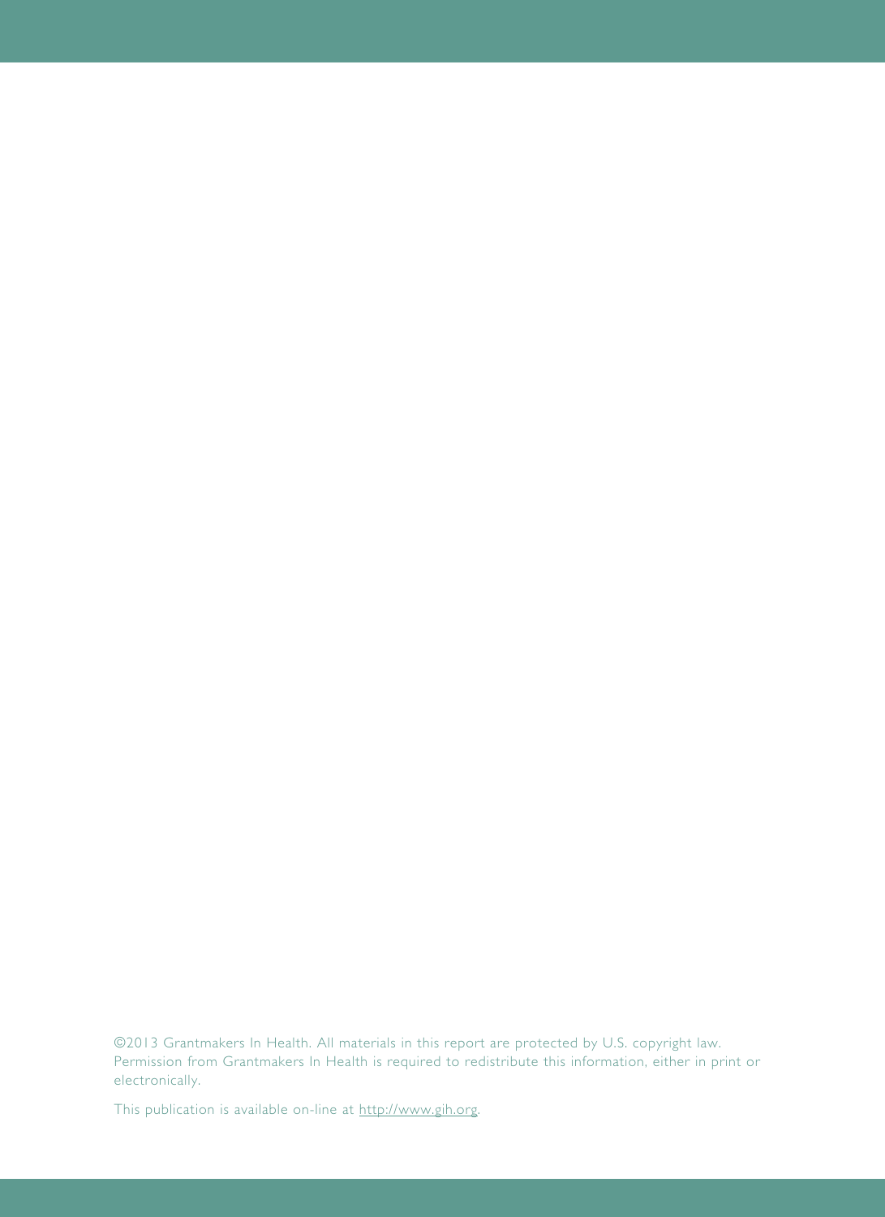©2013 Grantmakers In Health. All materials in this report are protected by U.S. copyright law. Permission from Grantmakers In Health is required to redistribute this information, either in print or electronically.

This publication is available on-line at http://www.gih.org.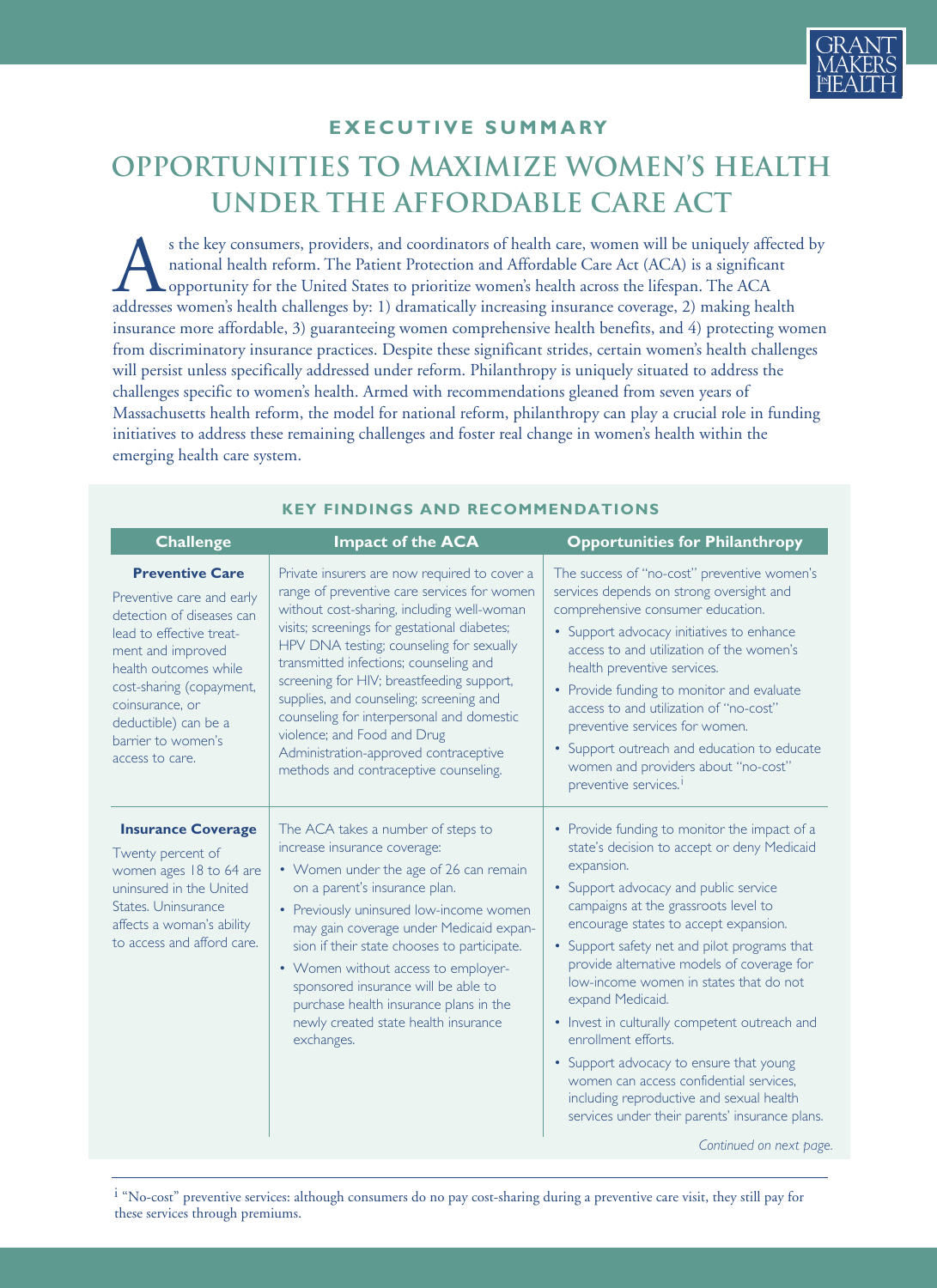## EXECUTIVE SUMMARY

# OPPORTUNITIES TO MAXIMIZE WOMEN'S HEALTH UNDER THE AFFORDABLE CARE ACT

As the key consumers, providers, and coordinators of health care, women will be uniquely affected by national health reform. The Patient Protection and Affordable Care Act (ACA) is a significant opportunity for the United States to prioritize women's health across the lifespan. The ACA addresses women's health challenges by: 1) dramatically increasing insurance coverage, 2) making health insurance more affordable, 3) guaranteeing women comprehensive health benefits, and 4) protecting women from discriminatory insurance practices. Despite these significant strides, certain women's health challenges will persist unless specifically addressed under reform. Philanthropy is uniquely situated to address the challenges specific to women's health. Armed with recommendations gleaned from seven years of Massachusetts health reform, the model for national reform, philanthropy can play a crucial role in funding initiatives to address these remaining challenges and foster real change in women's health within the emerging health care system.

### KEY FINDINGS AND RECOMMENDATIONS

| Challenge | Impact of the ACA | Opportunities for Philanthropy |
|---|---|---|
| **Preventive Care**<br>Preventive care and early detection of diseases can lead to effective treatment and improved health outcomes while cost-sharing (copayment, coinsurance, or deductible) can be a barrier to women's access to care. | Private insurers are now required to cover a range of preventive care services for women without cost-sharing, including well-woman visits; screenings for gestational diabetes; HPV DNA testing; counseling for sexually transmitted infections; counseling and screening for HIV; breastfeeding support, supplies, and counseling; screening and counseling for interpersonal and domestic violence; and Food and Drug Administration-approved contraceptive methods and contraceptive counseling. | The success of "no-cost" preventive women's services depends on strong oversight and comprehensive consumer education.<br>• Support advocacy initiatives to enhance access to and utilization of the women's health preventive services.<br>• Provide funding to monitor and evaluate access to and utilization of "no-cost" preventive services for women.<br>• Support outreach and education to educate women and providers about "no-cost" preventive services.[i] |
| **Insurance Coverage**<br>Twenty percent of women ages 18 to 64 are uninsured in the United States. Uninsurance affects a woman's ability to access and afford care. | The ACA takes a number of steps to increase insurance coverage:<br>• Women under the age of 26 can remain on a parent's insurance plan.<br>• Previously uninsured low-income women may gain coverage under Medicaid expansion if their state chooses to participate.<br>• Women without access to employer-sponsored insurance will be able to purchase health insurance plans in the newly created state health insurance exchanges. | • Provide funding to monitor the impact of a state's decision to accept or deny Medicaid expansion.<br>• Support advocacy and public service campaigns at the grassroots level to encourage states to accept expansion.<br>• Support safety net and pilot programs that provide alternative models of coverage for low-income women in states that do not expand Medicaid.<br>• Invest in culturally competent outreach and enrollment efforts.<br>• Support advocacy to ensure that young women can access confidential services, including reproductive and sexual health services under their parents' insurance plans. |

*Continued on next page.*

[i] "No-cost" preventive services: although consumers do no pay cost-sharing during a preventive care visit, they still pay for these services through premiums.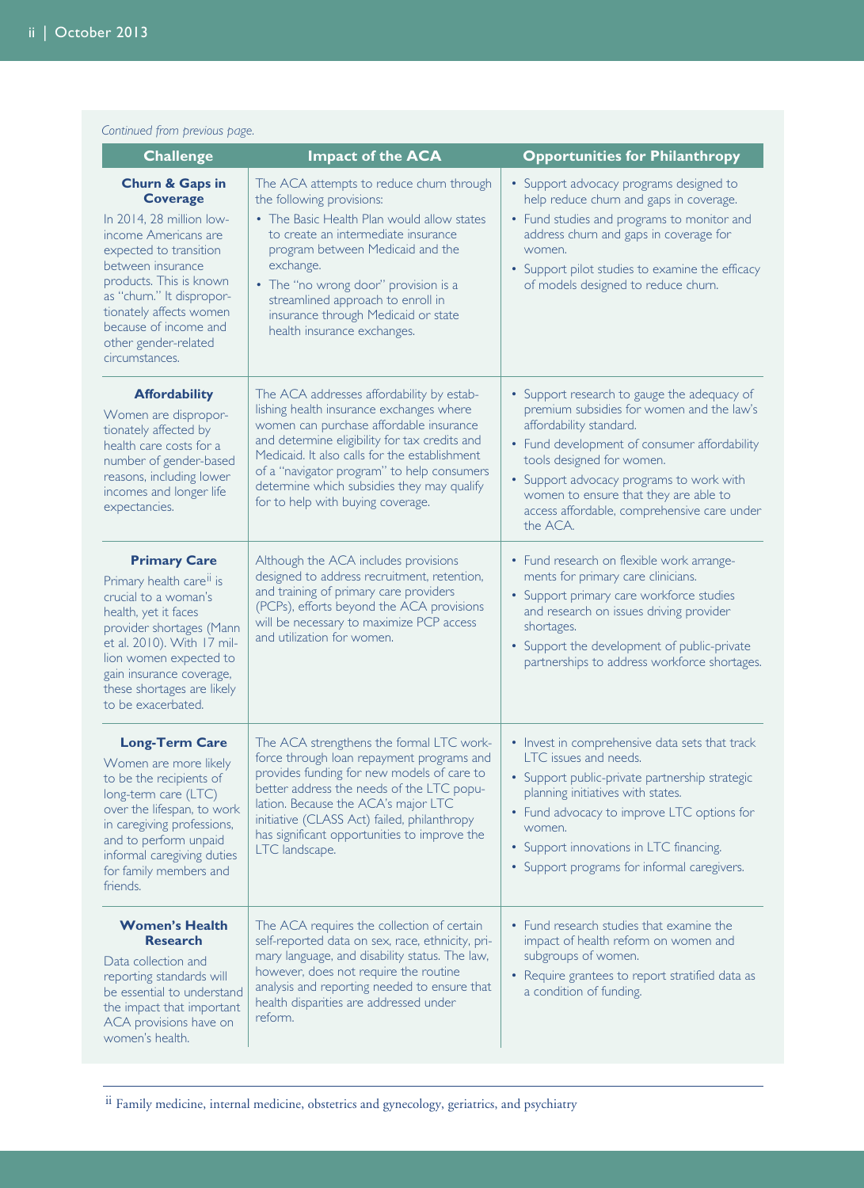*Continued from previous page.*

| Challenge | Impact of the ACA | Opportunities for Philanthropy |
|---|---|---|
| **Churn & Gaps in Coverage**<br>In 2014, 28 million low-income Americans are expected to transition between insurance products. This is known as "churn." It disproportionately affects women because of income and other gender-related circumstances. | The ACA attempts to reduce churn through the following provisions:<br>• The Basic Health Plan would allow states to create an intermediate insurance program between Medicaid and the exchange.<br>• The "no wrong door" provision is a streamlined approach to enroll in insurance through Medicaid or state health insurance exchanges. | • Support advocacy programs designed to help reduce churn and gaps in coverage.<br>• Fund studies and programs to monitor and address churn and gaps in coverage for women.<br>• Support pilot studies to examine the efficacy of models designed to reduce churn. |
| **Affordability**<br>Women are disproportionately affected by health care costs for a number of gender-based reasons, including lower incomes and longer life expectancies. | The ACA addresses affordability by establishing health insurance exchanges where women can purchase affordable insurance and determine eligibility for tax credits and Medicaid. It also calls for the establishment of a "navigator program" to help consumers determine which subsidies they may qualify for to help with buying coverage. | • Support research to gauge the adequacy of premium subsidies for women and the law's affordability standard.<br>• Fund development of consumer affordability tools designed for women.<br>• Support advocacy programs to work with women to ensure that they are able to access affordable, comprehensive care under the ACA. |
| **Primary Care**<br>Primary health care[ii] is crucial to a woman's health, yet it faces provider shortages (Mann et al. 2010). With 17 million women expected to gain insurance coverage, these shortages are likely to be exacerbated. | Although the ACA includes provisions designed to address recruitment, retention, and training of primary care providers (PCPs), efforts beyond the ACA provisions will be necessary to maximize PCP access and utilization for women. | • Fund research on flexible work arrangements for primary care clinicians.<br>• Support primary care workforce studies and research on issues driving provider shortages.<br>• Support the development of public-private partnerships to address workforce shortages. |
| **Long-Term Care**<br>Women are more likely to be the recipients of long-term care (LTC) over the lifespan, to work in caregiving professions, and to perform unpaid informal caregiving duties for family members and friends. | The ACA strengthens the formal LTC workforce through loan repayment programs and provides funding for new models of care to better address the needs of the LTC population. Because the ACA's major LTC initiative (CLASS Act) failed, philanthropy has significant opportunities to improve the LTC landscape. | • Invest in comprehensive data sets that track LTC issues and needs.<br>• Support public-private partnership strategic planning initiatives with states.<br>• Fund advocacy to improve LTC options for women.<br>• Support innovations in LTC financing.<br>• Support programs for informal caregivers. |
| **Women's Health Research**<br>Data collection and reporting standards will be essential to understand the impact that important ACA provisions have on women's health. | The ACA requires the collection of certain self-reported data on sex, race, ethnicity, primary language, and disability status. The law, however, does not require the routine analysis and reporting needed to ensure that health disparities are addressed under reform. | • Fund research studies that examine the impact of health reform on women and subgroups of women.<br>• Require grantees to report stratified data as a condition of funding. |

[ii] Family medicine, internal medicine, obstetrics and gynecology, geriatrics, and psychiatry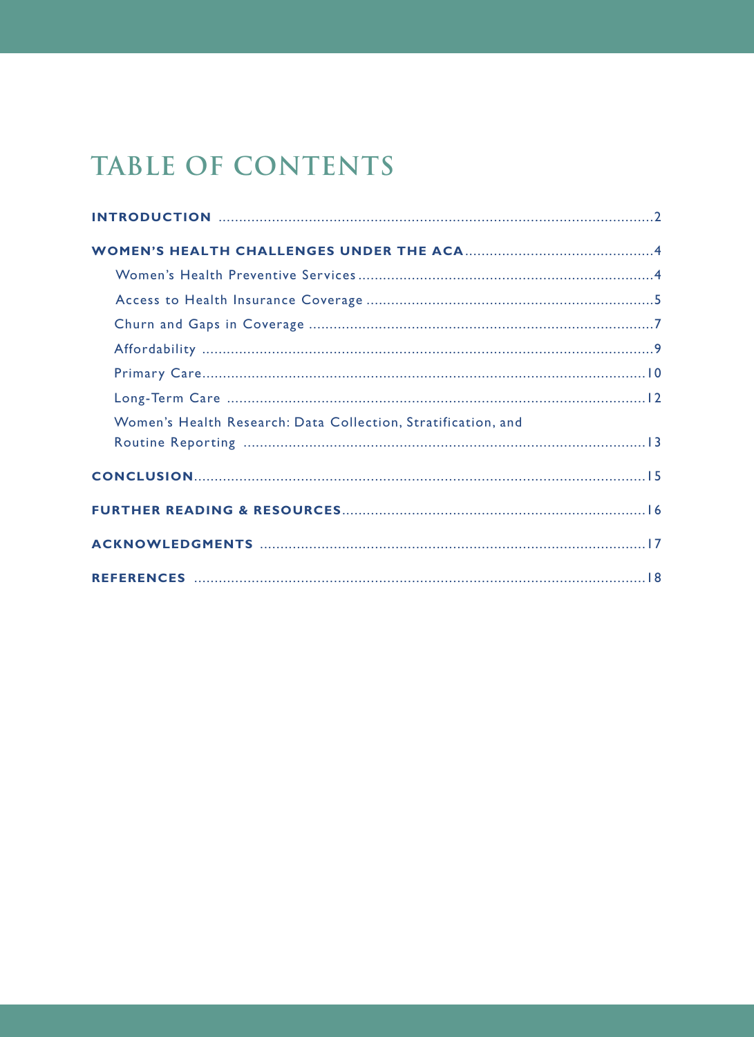# TABLE OF CONTENTS

**INTRODUCTION** .......................................................................................................2

**WOMEN'S HEALTH CHALLENGES UNDER THE ACA**..............................................4

- Women's Health Preventive Services.......................................................................4
- Access to Health Insurance Coverage .....................................................................5
- Churn and Gaps in Coverage ...................................................................................7
- Affordability ............................................................................................................9
- Primary Care...........................................................................................................10
- Long-Term Care .....................................................................................................12
- Women's Health Research: Data Collection, Stratification, and Routine Reporting .................................................................................................13

**CONCLUSION**............................................................................................................15

**FURTHER READING & RESOURCES**.........................................................................16

**ACKNOWLEDGMENTS** .............................................................................................17

**REFERENCES** .............................................................................................................18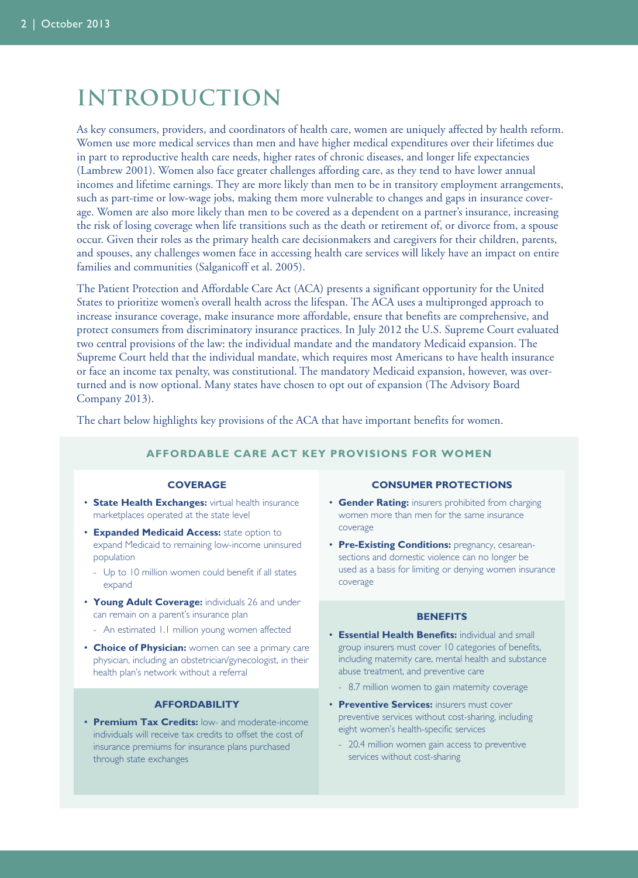# INTRODUCTION

As key consumers, providers, and coordinators of health care, women are uniquely affected by health reform. Women use more medical services than men and have higher medical expenditures over their lifetimes due in part to reproductive health care needs, higher rates of chronic diseases, and longer life expectancies (Lambrew 2001). Women also face greater challenges affording care, as they tend to have lower annual incomes and lifetime earnings. They are more likely than men to be in transitory employment arrangements, such as part-time or low-wage jobs, making them more vulnerable to changes and gaps in insurance coverage. Women are also more likely than men to be covered as a dependent on a partner's insurance, increasing the risk of losing coverage when life transitions such as the death or retirement of, or divorce from, a spouse occur. Given their roles as the primary health care decisionmakers and caregivers for their children, parents, and spouses, any challenges women face in accessing health care services will likely have an impact on entire families and communities (Salganicoff et al. 2005).

The Patient Protection and Affordable Care Act (ACA) presents a significant opportunity for the United States to prioritize women's overall health across the lifespan. The ACA uses a multipronged approach to increase insurance coverage, make insurance more affordable, ensure that benefits are comprehensive, and protect consumers from discriminatory insurance practices. In July 2012 the U.S. Supreme Court evaluated two central provisions of the law: the individual mandate and the mandatory Medicaid expansion. The Supreme Court held that the individual mandate, which requires most Americans to have health insurance or face an income tax penalty, was constitutional. The mandatory Medicaid expansion, however, was overturned and is now optional. Many states have chosen to opt out of expansion (The Advisory Board Company 2013).

The chart below highlights key provisions of the ACA that have important benefits for women.

## AFFORDABLE CARE ACT KEY PROVISIONS FOR WOMEN

### COVERAGE

- **State Health Exchanges:** virtual health insurance marketplaces operated at the state level
- **Expanded Medicaid Access:** state option to expand Medicaid to remaining low-income uninsured population
  - Up to 10 million women could benefit if all states expand
- **Young Adult Coverage:** individuals 26 and under can remain on a parent's insurance plan
  - An estimated 1.1 million young women affected
- **Choice of Physician:** women can see a primary care physician, including an obstetrician/gynecologist, in their health plan's network without a referral

### AFFORDABILITY

- **Premium Tax Credits:** low- and moderate-income individuals will receive tax credits to offset the cost of insurance premiums for insurance plans purchased through state exchanges

### CONSUMER PROTECTIONS

- **Gender Rating:** insurers prohibited from charging women more than men for the same insurance coverage
- **Pre-Existing Conditions:** pregnancy, cesarean-sections and domestic violence can no longer be used as a basis for limiting or denying women insurance coverage

### BENEFITS

- **Essential Health Benefits:** individual and small group insurers must cover 10 categories of benefits, including maternity care, mental health and substance abuse treatment, and preventive care
  - 8.7 million women to gain maternity coverage
- **Preventive Services:** insurers must cover preventive services without cost-sharing, including eight women's health-specific services
  - 20.4 million women gain access to preventive services without cost-sharing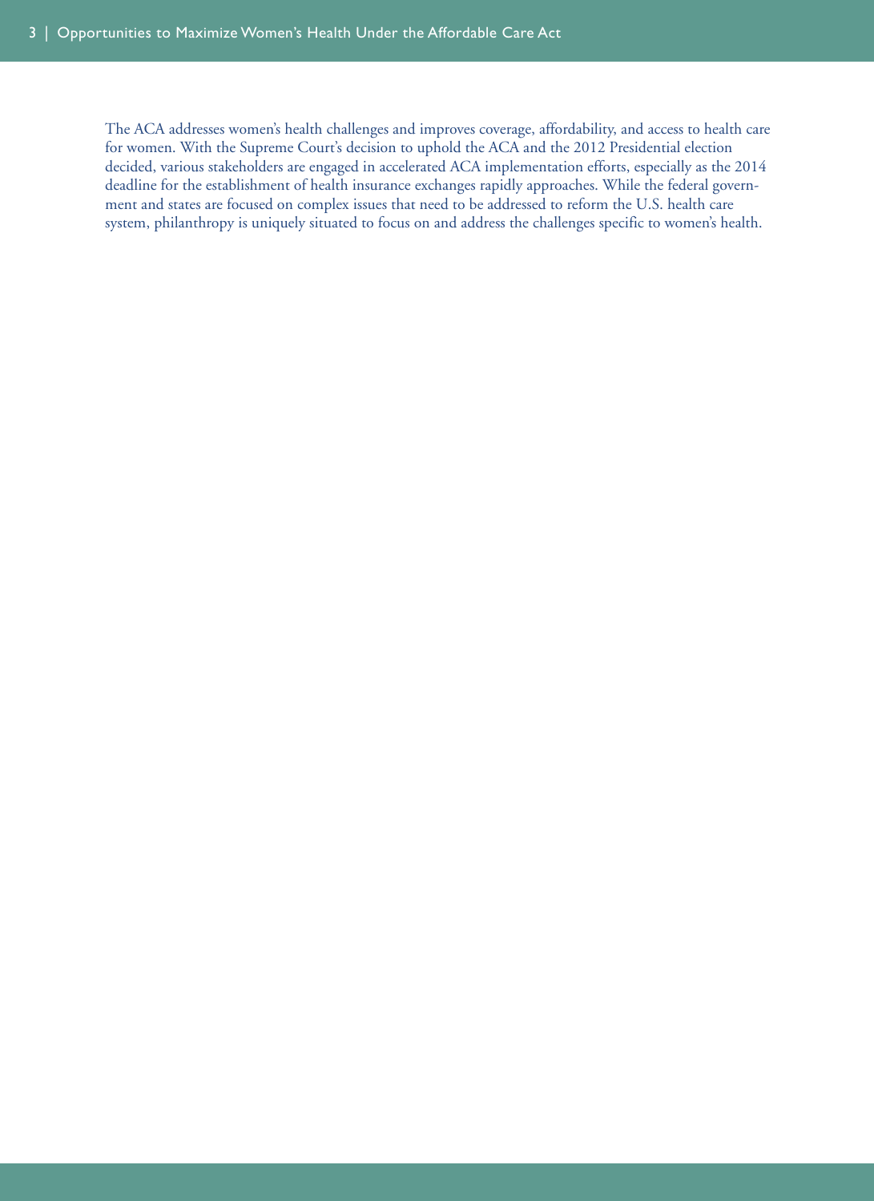The ACA addresses women's health challenges and improves coverage, affordability, and access to health care for women. With the Supreme Court's decision to uphold the ACA and the 2012 Presidential election decided, various stakeholders are engaged in accelerated ACA implementation efforts, especially as the 2014 deadline for the establishment of health insurance exchanges rapidly approaches. While the federal government and states are focused on complex issues that need to be addressed to reform the U.S. health care system, philanthropy is uniquely situated to focus on and address the challenges specific to women's health.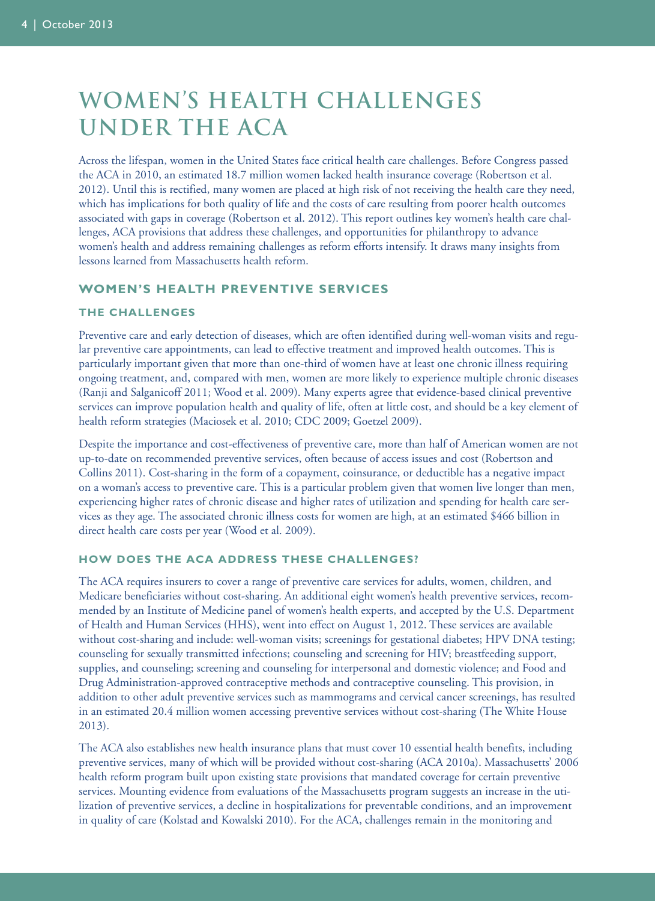# WOMEN'S HEALTH CHALLENGES UNDER THE ACA

Across the lifespan, women in the United States face critical health care challenges. Before Congress passed the ACA in 2010, an estimated 18.7 million women lacked health insurance coverage (Robertson et al. 2012). Until this is rectified, many women are placed at high risk of not receiving the health care they need, which has implications for both quality of life and the costs of care resulting from poorer health outcomes associated with gaps in coverage (Robertson et al. 2012). This report outlines key women's health care challenges, ACA provisions that address these challenges, and opportunities for philanthropy to advance women's health and address remaining challenges as reform efforts intensify. It draws many insights from lessons learned from Massachusetts health reform.

## WOMEN'S HEALTH PREVENTIVE SERVICES

### THE CHALLENGES

Preventive care and early detection of diseases, which are often identified during well-woman visits and regular preventive care appointments, can lead to effective treatment and improved health outcomes. This is particularly important given that more than one-third of women have at least one chronic illness requiring ongoing treatment, and, compared with men, women are more likely to experience multiple chronic diseases (Ranji and Salganicoff 2011; Wood et al. 2009). Many experts agree that evidence-based clinical preventive services can improve population health and quality of life, often at little cost, and should be a key element of health reform strategies (Maciosek et al. 2010; CDC 2009; Goetzel 2009).

Despite the importance and cost-effectiveness of preventive care, more than half of American women are not up-to-date on recommended preventive services, often because of access issues and cost (Robertson and Collins 2011). Cost-sharing in the form of a copayment, coinsurance, or deductible has a negative impact on a woman's access to preventive care. This is a particular problem given that women live longer than men, experiencing higher rates of chronic disease and higher rates of utilization and spending for health care services as they age. The associated chronic illness costs for women are high, at an estimated $466 billion in direct health care costs per year (Wood et al. 2009).

### HOW DOES THE ACA ADDRESS THESE CHALLENGES?

The ACA requires insurers to cover a range of preventive care services for adults, women, children, and Medicare beneficiaries without cost-sharing. An additional eight women's health preventive services, recommended by an Institute of Medicine panel of women's health experts, and accepted by the U.S. Department of Health and Human Services (HHS), went into effect on August 1, 2012. These services are available without cost-sharing and include: well-woman visits; screenings for gestational diabetes; HPV DNA testing; counseling for sexually transmitted infections; counseling and screening for HIV; breastfeeding support, supplies, and counseling; screening and counseling for interpersonal and domestic violence; and Food and Drug Administration-approved contraceptive methods and contraceptive counseling. This provision, in addition to other adult preventive services such as mammograms and cervical cancer screenings, has resulted in an estimated 20.4 million women accessing preventive services without cost-sharing (The White House 2013).

The ACA also establishes new health insurance plans that must cover 10 essential health benefits, including preventive services, many of which will be provided without cost-sharing (ACA 2010a). Massachusetts' 2006 health reform program built upon existing state provisions that mandated coverage for certain preventive services. Mounting evidence from evaluations of the Massachusetts program suggests an increase in the utilization of preventive services, a decline in hospitalizations for preventable conditions, and an improvement in quality of care (Kolstad and Kowalski 2010). For the ACA, challenges remain in the monitoring and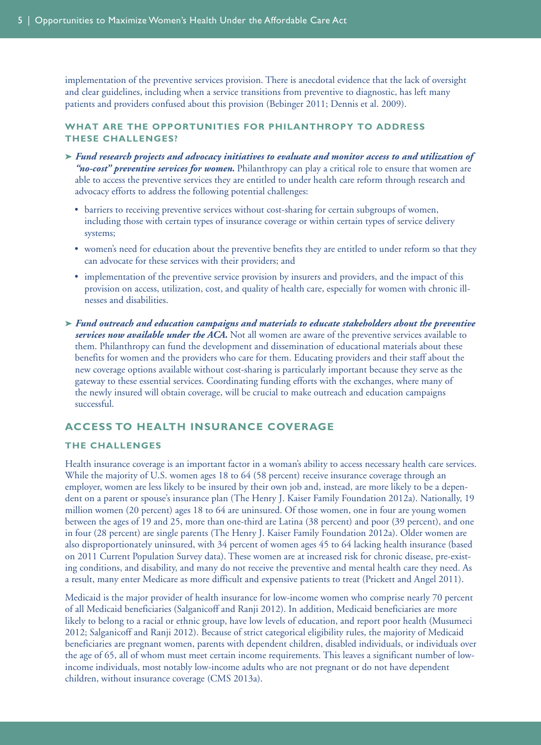implementation of the preventive services provision. There is anecdotal evidence that the lack of oversight and clear guidelines, including when a service transitions from preventive to diagnostic, has left many patients and providers confused about this provision (Bebinger 2011; Dennis et al. 2009).

### WHAT ARE THE OPPORTUNITIES FOR PHILANTHROPY TO ADDRESS THESE CHALLENGES?

- ***Fund research projects and advocacy initiatives to evaluate and monitor access to and utilization of "no-cost" preventive services for women.*** Philanthropy can play a critical role to ensure that women are able to access the preventive services they are entitled to under health care reform through research and advocacy efforts to address the following potential challenges:
  - barriers to receiving preventive services without cost-sharing for certain subgroups of women, including those with certain types of insurance coverage or within certain types of service delivery systems;
  - women's need for education about the preventive benefits they are entitled to under reform so that they can advocate for these services with their providers; and
  - implementation of the preventive service provision by insurers and providers, and the impact of this provision on access, utilization, cost, and quality of health care, especially for women with chronic illnesses and disabilities.

- ***Fund outreach and education campaigns and materials to educate stakeholders about the preventive services now available under the ACA.*** Not all women are aware of the preventive services available to them. Philanthropy can fund the development and dissemination of educational materials about these benefits for women and the providers who care for them. Educating providers and their staff about the new coverage options available without cost-sharing is particularly important because they serve as the gateway to these essential services. Coordinating funding efforts with the exchanges, where many of the newly insured will obtain coverage, will be crucial to make outreach and education campaigns successful.

## ACCESS TO HEALTH INSURANCE COVERAGE

### THE CHALLENGES

Health insurance coverage is an important factor in a woman's ability to access necessary health care services. While the majority of U.S. women ages 18 to 64 (58 percent) receive insurance coverage through an employer, women are less likely to be insured by their own job and, instead, are more likely to be a dependent on a parent or spouse's insurance plan (The Henry J. Kaiser Family Foundation 2012a). Nationally, 19 million women (20 percent) ages 18 to 64 are uninsured. Of those women, one in four are young women between the ages of 19 and 25, more than one-third are Latina (38 percent) and poor (39 percent), and one in four (28 percent) are single parents (The Henry J. Kaiser Family Foundation 2012a). Older women are also disproportionately uninsured, with 34 percent of women ages 45 to 64 lacking health insurance (based on 2011 Current Population Survey data). These women are at increased risk for chronic disease, pre-existing conditions, and disability, and many do not receive the preventive and mental health care they need. As a result, many enter Medicare as more difficult and expensive patients to treat (Prickett and Angel 2011).

Medicaid is the major provider of health insurance for low-income women who comprise nearly 70 percent of all Medicaid beneficiaries (Salganicoff and Ranji 2012). In addition, Medicaid beneficiaries are more likely to belong to a racial or ethnic group, have low levels of education, and report poor health (Musumeci 2012; Salganicoff and Ranji 2012). Because of strict categorical eligibility rules, the majority of Medicaid beneficiaries are pregnant women, parents with dependent children, disabled individuals, or individuals over the age of 65, all of whom must meet certain income requirements. This leaves a significant number of low-income individuals, most notably low-income adults who are not pregnant or do not have dependent children, without insurance coverage (CMS 2013a).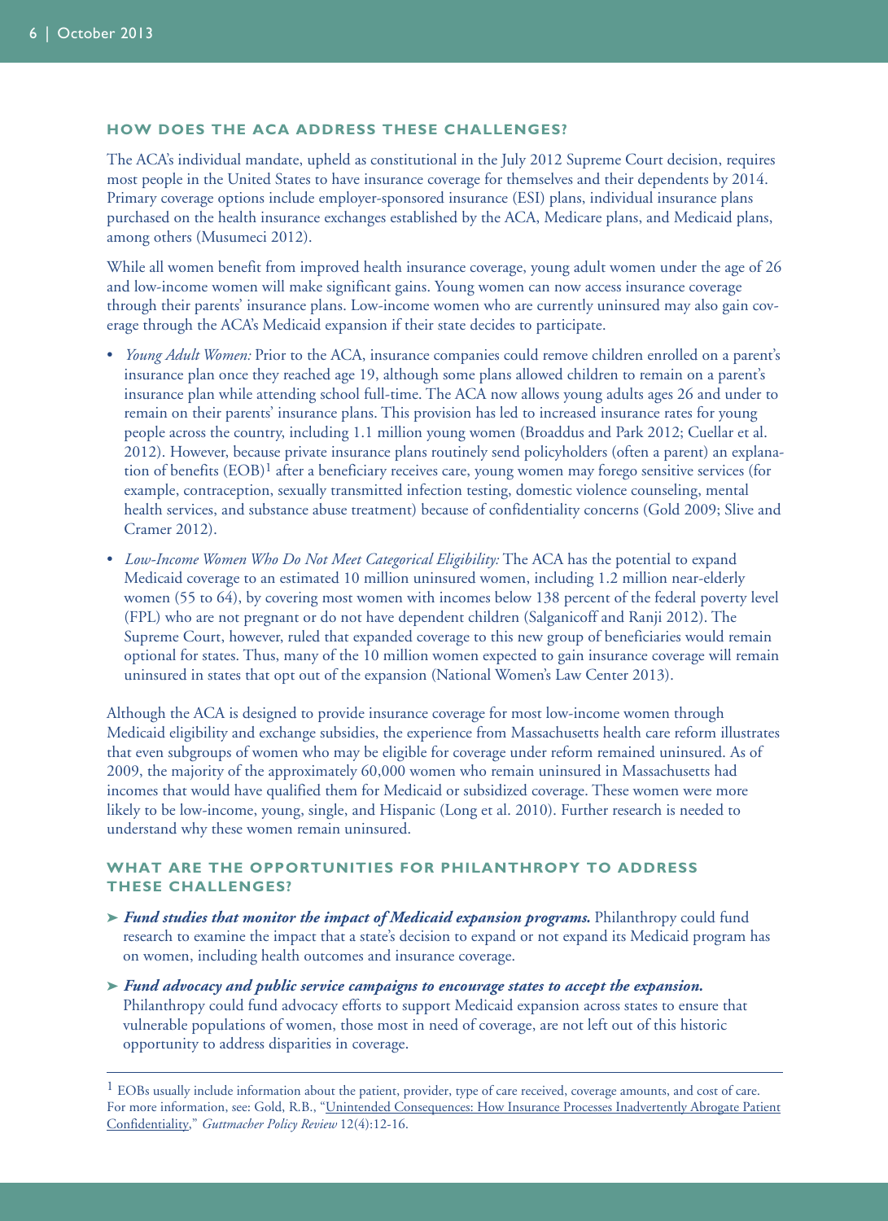### HOW DOES THE ACA ADDRESS THESE CHALLENGES?

The ACA's individual mandate, upheld as constitutional in the July 2012 Supreme Court decision, requires most people in the United States to have insurance coverage for themselves and their dependents by 2014. Primary coverage options include employer-sponsored insurance (ESI) plans, individual insurance plans purchased on the health insurance exchanges established by the ACA, Medicare plans, and Medicaid plans, among others (Musumeci 2012).

While all women benefit from improved health insurance coverage, young adult women under the age of 26 and low-income women will make significant gains. Young women can now access insurance coverage through their parents' insurance plans. Low-income women who are currently uninsured may also gain coverage through the ACA's Medicaid expansion if their state decides to participate.

- *Young Adult Women:* Prior to the ACA, insurance companies could remove children enrolled on a parent's insurance plan once they reached age 19, although some plans allowed children to remain on a parent's insurance plan while attending school full-time. The ACA now allows young adults ages 26 and under to remain on their parents' insurance plans. This provision has led to increased insurance rates for young people across the country, including 1.1 million young women (Broaddus and Park 2012; Cuellar et al. 2012). However, because private insurance plans routinely send policyholders (often a parent) an explanation of benefits (EOB)[1] after a beneficiary receives care, young women may forego sensitive services (for example, contraception, sexually transmitted infection testing, domestic violence counseling, mental health services, and substance abuse treatment) because of confidentiality concerns (Gold 2009; Slive and Cramer 2012).
- *Low-Income Women Who Do Not Meet Categorical Eligibility:* The ACA has the potential to expand Medicaid coverage to an estimated 10 million uninsured women, including 1.2 million near-elderly women (55 to 64), by covering most women with incomes below 138 percent of the federal poverty level (FPL) who are not pregnant or do not have dependent children (Salganicoff and Ranji 2012). The Supreme Court, however, ruled that expanded coverage to this new group of beneficiaries would remain optional for states. Thus, many of the 10 million women expected to gain insurance coverage will remain uninsured in states that opt out of the expansion (National Women's Law Center 2013).

Although the ACA is designed to provide insurance coverage for most low-income women through Medicaid eligibility and exchange subsidies, the experience from Massachusetts health care reform illustrates that even subgroups of women who may be eligible for coverage under reform remained uninsured. As of 2009, the majority of the approximately 60,000 women who remain uninsured in Massachusetts had incomes that would have qualified them for Medicaid or subsidized coverage. These women were more likely to be low-income, young, single, and Hispanic (Long et al. 2010). Further research is needed to understand why these women remain uninsured.

### WHAT ARE THE OPPORTUNITIES FOR PHILANTHROPY TO ADDRESS THESE CHALLENGES?

- ***Fund studies that monitor the impact of Medicaid expansion programs.*** Philanthropy could fund research to examine the impact that a state's decision to expand or not expand its Medicaid program has on women, including health outcomes and insurance coverage.
- ***Fund advocacy and public service campaigns to encourage states to accept the expansion.*** Philanthropy could fund advocacy efforts to support Medicaid expansion across states to ensure that vulnerable populations of women, those most in need of coverage, are not left out of this historic opportunity to address disparities in coverage.

---

[1] EOBs usually include information about the patient, provider, type of care received, coverage amounts, and cost of care. For more information, see: Gold, R.B., "Unintended Consequences: How Insurance Processes Inadvertently Abrogate Patient Confidentiality," *Guttmacher Policy Review* 12(4):12-16.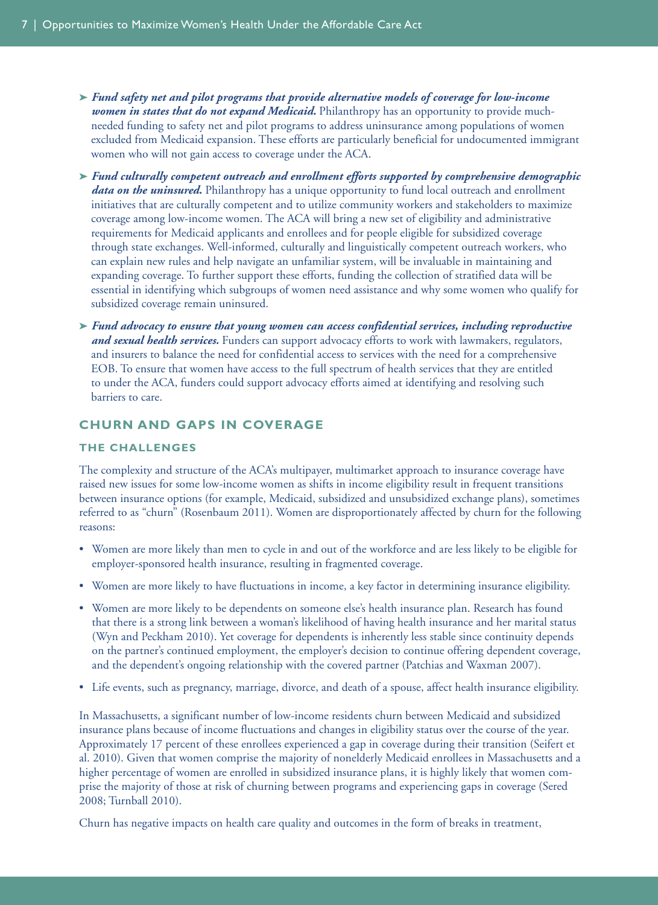- ***Fund safety net and pilot programs that provide alternative models of coverage for low-income women in states that do not expand Medicaid.*** Philanthropy has an opportunity to provide much-needed funding to safety net and pilot programs to address uninsurance among populations of women excluded from Medicaid expansion. These efforts are particularly beneficial for undocumented immigrant women who will not gain access to coverage under the ACA.

- ***Fund culturally competent outreach and enrollment efforts supported by comprehensive demographic data on the uninsured.*** Philanthropy has a unique opportunity to fund local outreach and enrollment initiatives that are culturally competent and to utilize community workers and stakeholders to maximize coverage among low-income women. The ACA will bring a new set of eligibility and administrative requirements for Medicaid applicants and enrollees and for people eligible for subsidized coverage through state exchanges. Well-informed, culturally and linguistically competent outreach workers, who can explain new rules and help navigate an unfamiliar system, will be invaluable in maintaining and expanding coverage. To further support these efforts, funding the collection of stratified data will be essential in identifying which subgroups of women need assistance and why some women who qualify for subsidized coverage remain uninsured.

- ***Fund advocacy to ensure that young women can access confidential services, including reproductive and sexual health services.*** Funders can support advocacy efforts to work with lawmakers, regulators, and insurers to balance the need for confidential access to services with the need for a comprehensive EOB. To ensure that women have access to the full spectrum of health services that they are entitled to under the ACA, funders could support advocacy efforts aimed at identifying and resolving such barriers to care.

## CHURN AND GAPS IN COVERAGE

### THE CHALLENGES

The complexity and structure of the ACA's multipayer, multimarket approach to insurance coverage have raised new issues for some low-income women as shifts in income eligibility result in frequent transitions between insurance options (for example, Medicaid, subsidized and unsubsidized exchange plans), sometimes referred to as "churn" (Rosenbaum 2011). Women are disproportionately affected by churn for the following reasons:

- Women are more likely than men to cycle in and out of the workforce and are less likely to be eligible for employer-sponsored health insurance, resulting in fragmented coverage.
- Women are more likely to have fluctuations in income, a key factor in determining insurance eligibility.
- Women are more likely to be dependents on someone else's health insurance plan. Research has found that there is a strong link between a woman's likelihood of having health insurance and her marital status (Wyn and Peckham 2010). Yet coverage for dependents is inherently less stable since continuity depends on the partner's continued employment, the employer's decision to continue offering dependent coverage, and the dependent's ongoing relationship with the covered partner (Patchias and Waxman 2007).
- Life events, such as pregnancy, marriage, divorce, and death of a spouse, affect health insurance eligibility.

In Massachusetts, a significant number of low-income residents churn between Medicaid and subsidized insurance plans because of income fluctuations and changes in eligibility status over the course of the year. Approximately 17 percent of these enrollees experienced a gap in coverage during their transition (Seifert et al. 2010). Given that women comprise the majority of nonelderly Medicaid enrollees in Massachusetts and a higher percentage of women are enrolled in subsidized insurance plans, it is highly likely that women comprise the majority of those at risk of churning between programs and experiencing gaps in coverage (Sered 2008; Turnball 2010).

Churn has negative impacts on health care quality and outcomes in the form of breaks in treatment,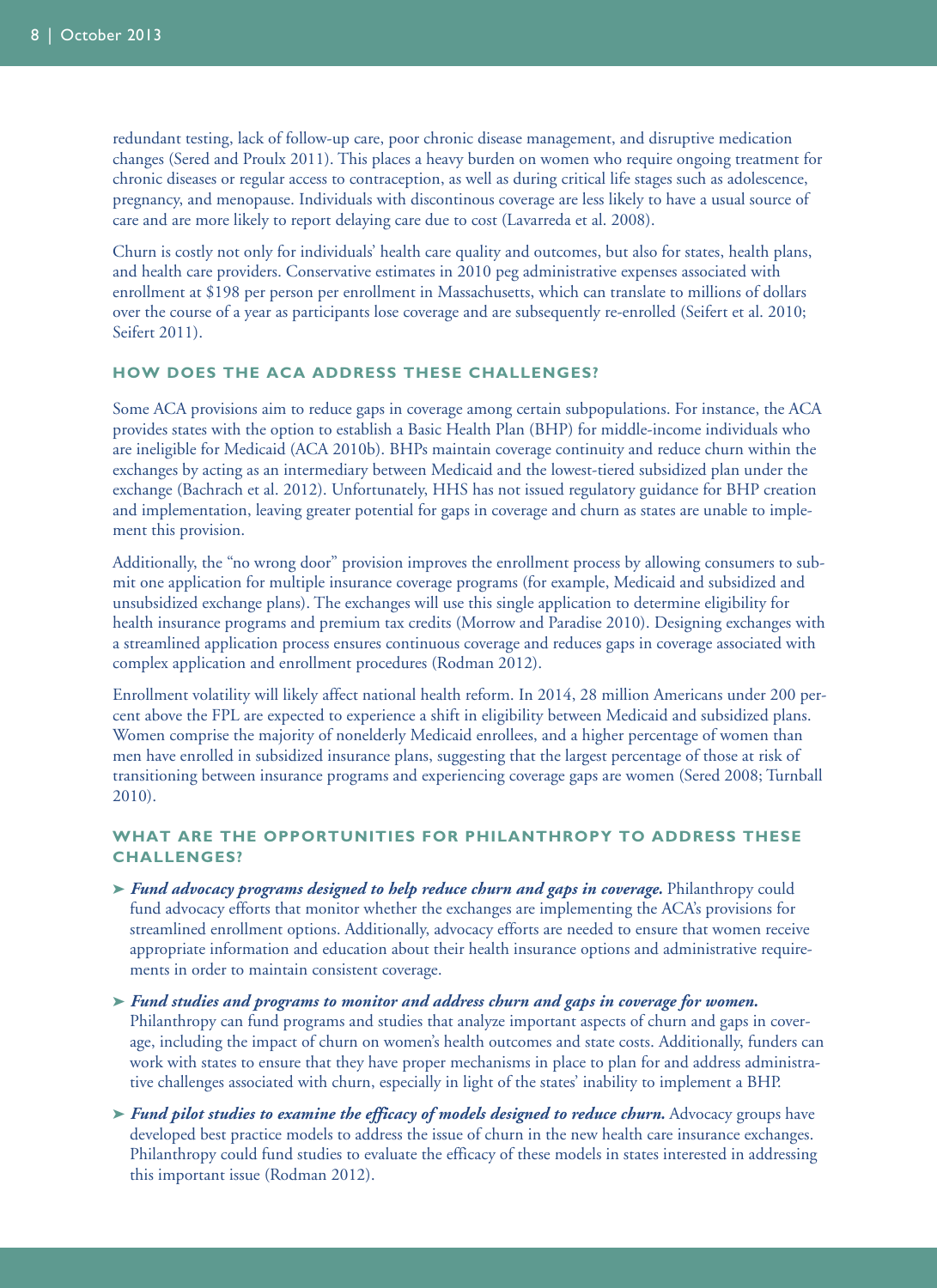redundant testing, lack of follow-up care, poor chronic disease management, and disruptive medication changes (Sered and Proulx 2011). This places a heavy burden on women who require ongoing treatment for chronic diseases or regular access to contraception, as well as during critical life stages such as adolescence, pregnancy, and menopause. Individuals with discontinous coverage are less likely to have a usual source of care and are more likely to report delaying care due to cost (Lavarreda et al. 2008).

Churn is costly not only for individuals' health care quality and outcomes, but also for states, health plans, and health care providers. Conservative estimates in 2010 peg administrative expenses associated with enrollment at $198 per person per enrollment in Massachusetts, which can translate to millions of dollars over the course of a year as participants lose coverage and are subsequently re-enrolled (Seifert et al. 2010; Seifert 2011).

### HOW DOES THE ACA ADDRESS THESE CHALLENGES?

Some ACA provisions aim to reduce gaps in coverage among certain subpopulations. For instance, the ACA provides states with the option to establish a Basic Health Plan (BHP) for middle-income individuals who are ineligible for Medicaid (ACA 2010b). BHPs maintain coverage continuity and reduce churn within the exchanges by acting as an intermediary between Medicaid and the lowest-tiered subsidized plan under the exchange (Bachrach et al. 2012). Unfortunately, HHS has not issued regulatory guidance for BHP creation and implementation, leaving greater potential for gaps in coverage and churn as states are unable to implement this provision.

Additionally, the "no wrong door" provision improves the enrollment process by allowing consumers to submit one application for multiple insurance coverage programs (for example, Medicaid and subsidized and unsubsidized exchange plans). The exchanges will use this single application to determine eligibility for health insurance programs and premium tax credits (Morrow and Paradise 2010). Designing exchanges with a streamlined application process ensures continuous coverage and reduces gaps in coverage associated with complex application and enrollment procedures (Rodman 2012).

Enrollment volatility will likely affect national health reform. In 2014, 28 million Americans under 200 percent above the FPL are expected to experience a shift in eligibility between Medicaid and subsidized plans. Women comprise the majority of nonelderly Medicaid enrollees, and a higher percentage of women than men have enrolled in subsidized insurance plans, suggesting that the largest percentage of those at risk of transitioning between insurance programs and experiencing coverage gaps are women (Sered 2008; Turnball 2010).

### WHAT ARE THE OPPORTUNITIES FOR PHILANTHROPY TO ADDRESS THESE CHALLENGES?

- ***Fund advocacy programs designed to help reduce churn and gaps in coverage.*** Philanthropy could fund advocacy efforts that monitor whether the exchanges are implementing the ACA's provisions for streamlined enrollment options. Additionally, advocacy efforts are needed to ensure that women receive appropriate information and education about their health insurance options and administrative requirements in order to maintain consistent coverage.
- ***Fund studies and programs to monitor and address churn and gaps in coverage for women.*** Philanthropy can fund programs and studies that analyze important aspects of churn and gaps in coverage, including the impact of churn on women's health outcomes and state costs. Additionally, funders can work with states to ensure that they have proper mechanisms in place to plan for and address administrative challenges associated with churn, especially in light of the states' inability to implement a BHP.
- ***Fund pilot studies to examine the efficacy of models designed to reduce churn.*** Advocacy groups have developed best practice models to address the issue of churn in the new health care insurance exchanges. Philanthropy could fund studies to evaluate the efficacy of these models in states interested in addressing this important issue (Rodman 2012).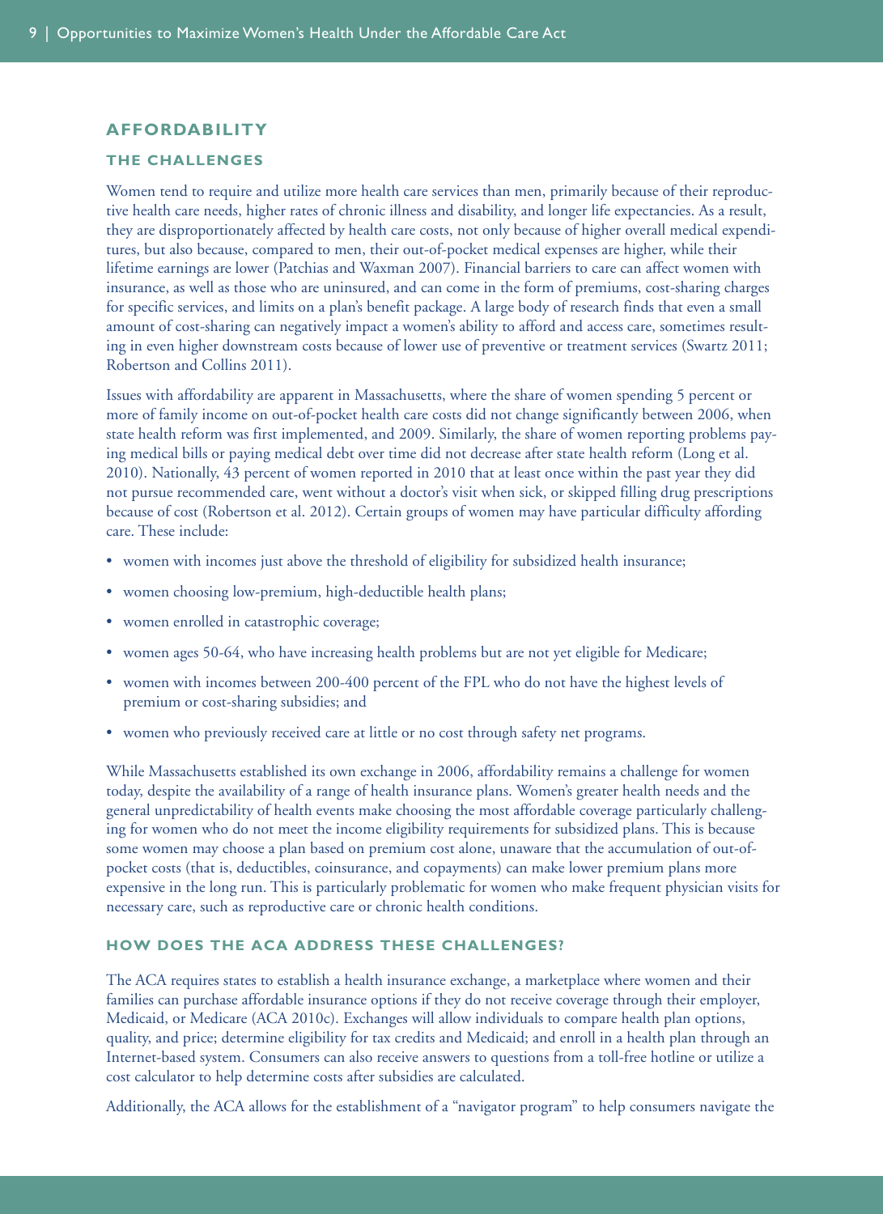## AFFORDABILITY

### THE CHALLENGES

Women tend to require and utilize more health care services than men, primarily because of their reproductive health care needs, higher rates of chronic illness and disability, and longer life expectancies. As a result, they are disproportionately affected by health care costs, not only because of higher overall medical expenditures, but also because, compared to men, their out-of-pocket medical expenses are higher, while their lifetime earnings are lower (Patchias and Waxman 2007). Financial barriers to care can affect women with insurance, as well as those who are uninsured, and can come in the form of premiums, cost-sharing charges for specific services, and limits on a plan's benefit package. A large body of research finds that even a small amount of cost-sharing can negatively impact a women's ability to afford and access care, sometimes resulting in even higher downstream costs because of lower use of preventive or treatment services (Swartz 2011; Robertson and Collins 2011).

Issues with affordability are apparent in Massachusetts, where the share of women spending 5 percent or more of family income on out-of-pocket health care costs did not change significantly between 2006, when state health reform was first implemented, and 2009. Similarly, the share of women reporting problems paying medical bills or paying medical debt over time did not decrease after state health reform (Long et al. 2010). Nationally, 43 percent of women reported in 2010 that at least once within the past year they did not pursue recommended care, went without a doctor's visit when sick, or skipped filling drug prescriptions because of cost (Robertson et al. 2012). Certain groups of women may have particular difficulty affording care. These include:

- women with incomes just above the threshold of eligibility for subsidized health insurance;
- women choosing low-premium, high-deductible health plans;
- women enrolled in catastrophic coverage;
- women ages 50-64, who have increasing health problems but are not yet eligible for Medicare;
- women with incomes between 200-400 percent of the FPL who do not have the highest levels of premium or cost-sharing subsidies; and
- women who previously received care at little or no cost through safety net programs.

While Massachusetts established its own exchange in 2006, affordability remains a challenge for women today, despite the availability of a range of health insurance plans. Women's greater health needs and the general unpredictability of health events make choosing the most affordable coverage particularly challenging for women who do not meet the income eligibility requirements for subsidized plans. This is because some women may choose a plan based on premium cost alone, unaware that the accumulation of out-of-pocket costs (that is, deductibles, coinsurance, and copayments) can make lower premium plans more expensive in the long run. This is particularly problematic for women who make frequent physician visits for necessary care, such as reproductive care or chronic health conditions.

### HOW DOES THE ACA ADDRESS THESE CHALLENGES?

The ACA requires states to establish a health insurance exchange, a marketplace where women and their families can purchase affordable insurance options if they do not receive coverage through their employer, Medicaid, or Medicare (ACA 2010c). Exchanges will allow individuals to compare health plan options, quality, and price; determine eligibility for tax credits and Medicaid; and enroll in a health plan through an Internet-based system. Consumers can also receive answers to questions from a toll-free hotline or utilize a cost calculator to help determine costs after subsidies are calculated.

Additionally, the ACA allows for the establishment of a "navigator program" to help consumers navigate the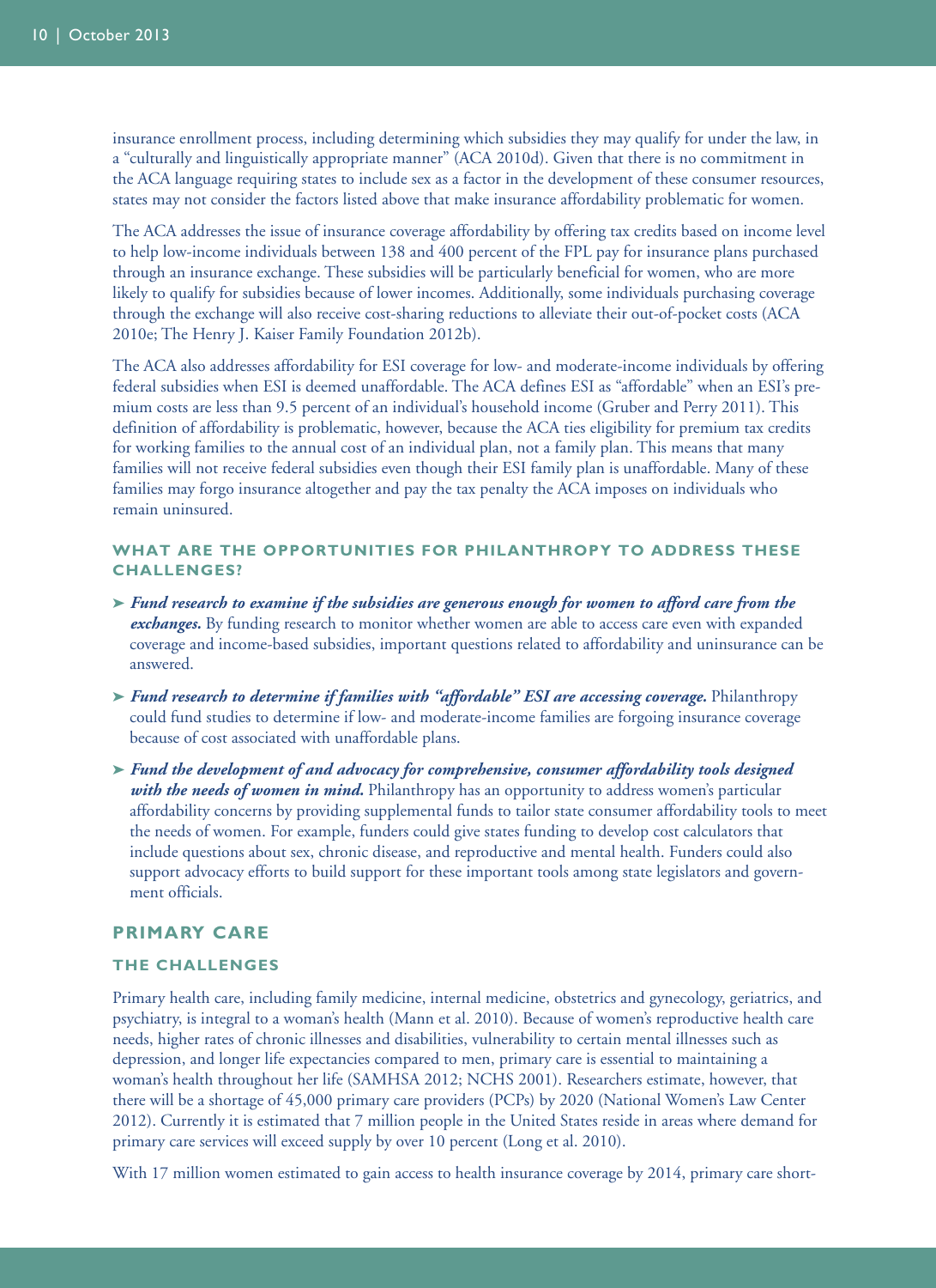insurance enrollment process, including determining which subsidies they may qualify for under the law, in a "culturally and linguistically appropriate manner" (ACA 2010d). Given that there is no commitment in the ACA language requiring states to include sex as a factor in the development of these consumer resources, states may not consider the factors listed above that make insurance affordability problematic for women.

The ACA addresses the issue of insurance coverage affordability by offering tax credits based on income level to help low-income individuals between 138 and 400 percent of the FPL pay for insurance plans purchased through an insurance exchange. These subsidies will be particularly beneficial for women, who are more likely to qualify for subsidies because of lower incomes. Additionally, some individuals purchasing coverage through the exchange will also receive cost-sharing reductions to alleviate their out-of-pocket costs (ACA 2010e; The Henry J. Kaiser Family Foundation 2012b).

The ACA also addresses affordability for ESI coverage for low- and moderate-income individuals by offering federal subsidies when ESI is deemed unaffordable. The ACA defines ESI as "affordable" when an ESI's premium costs are less than 9.5 percent of an individual's household income (Gruber and Perry 2011). This definition of affordability is problematic, however, because the ACA ties eligibility for premium tax credits for working families to the annual cost of an individual plan, not a family plan. This means that many families will not receive federal subsidies even though their ESI family plan is unaffordable. Many of these families may forgo insurance altogether and pay the tax penalty the ACA imposes on individuals who remain uninsured.

#### WHAT ARE THE OPPORTUNITIES FOR PHILANTHROPY TO ADDRESS THESE CHALLENGES?

- ***Fund research to examine if the subsidies are generous enough for women to afford care from the exchanges.*** By funding research to monitor whether women are able to access care even with expanded coverage and income-based subsidies, important questions related to affordability and uninsurance can be answered.
- ***Fund research to determine if families with "affordable" ESI are accessing coverage.*** Philanthropy could fund studies to determine if low- and moderate-income families are forgoing insurance coverage because of cost associated with unaffordable plans.
- ***Fund the development of and advocacy for comprehensive, consumer affordability tools designed with the needs of women in mind.*** Philanthropy has an opportunity to address women's particular affordability concerns by providing supplemental funds to tailor state consumer affordability tools to meet the needs of women. For example, funders could give states funding to develop cost calculators that include questions about sex, chronic disease, and reproductive and mental health. Funders could also support advocacy efforts to build support for these important tools among state legislators and government officials.

### PRIMARY CARE

#### THE CHALLENGES

Primary health care, including family medicine, internal medicine, obstetrics and gynecology, geriatrics, and psychiatry, is integral to a woman's health (Mann et al. 2010). Because of women's reproductive health care needs, higher rates of chronic illnesses and disabilities, vulnerability to certain mental illnesses such as depression, and longer life expectancies compared to men, primary care is essential to maintaining a woman's health throughout her life (SAMHSA 2012; NCHS 2001). Researchers estimate, however, that there will be a shortage of 45,000 primary care providers (PCPs) by 2020 (National Women's Law Center 2012). Currently it is estimated that 7 million people in the United States reside in areas where demand for primary care services will exceed supply by over 10 percent (Long et al. 2010).

With 17 million women estimated to gain access to health insurance coverage by 2014, primary care short-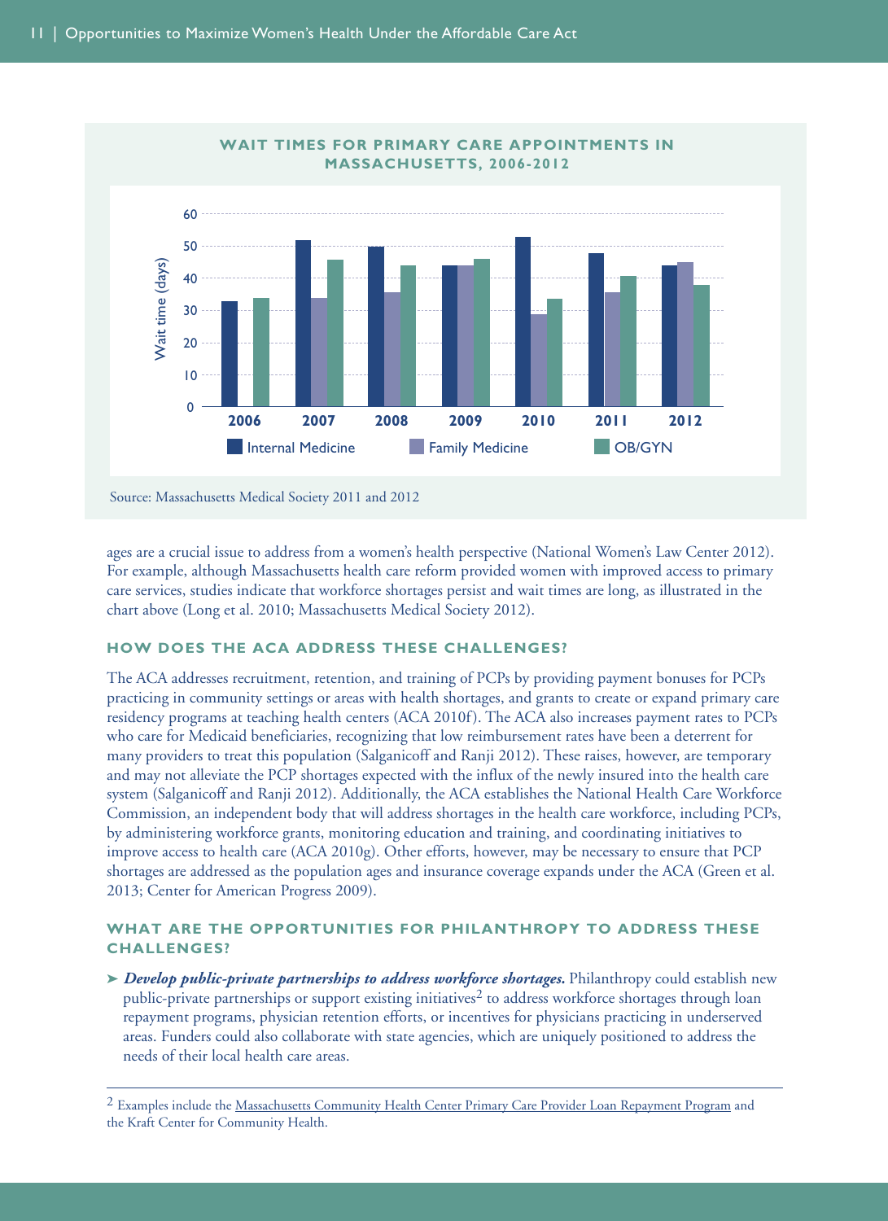**WAIT TIMES FOR PRIMARY CARE APPOINTMENTS IN MASSACHUSETTS, 2006-2012**

Source: Massachusetts Medical Society 2011 and 2012

ages are a crucial issue to address from a women's health perspective (National Women's Law Center 2012). For example, although Massachusetts health care reform provided women with improved access to primary care services, studies indicate that workforce shortages persist and wait times are long, as illustrated in the chart above (Long et al. 2010; Massachusetts Medical Society 2012).

## HOW DOES THE ACA ADDRESS THESE CHALLENGES?

The ACA addresses recruitment, retention, and training of PCPs by providing payment bonuses for PCPs practicing in community settings or areas with health shortages, and grants to create or expand primary care residency programs at teaching health centers (ACA 2010f). The ACA also increases payment rates to PCPs who care for Medicaid beneficiaries, recognizing that low reimbursement rates have been a deterrent for many providers to treat this population (Salganicoff and Ranji 2012). These raises, however, are temporary and may not alleviate the PCP shortages expected with the influx of the newly insured into the health care system (Salganicoff and Ranji 2012). Additionally, the ACA establishes the National Health Care Workforce Commission, an independent body that will address shortages in the health care workforce, including PCPs, by administering workforce grants, monitoring education and training, and coordinating initiatives to improve access to health care (ACA 2010g). Other efforts, however, may be necessary to ensure that PCP shortages are addressed as the population ages and insurance coverage expands under the ACA (Green et al. 2013; Center for American Progress 2009).

## WHAT ARE THE OPPORTUNITIES FOR PHILANTHROPY TO ADDRESS THESE CHALLENGES?

- ***Develop public-private partnerships to address workforce shortages.*** Philanthropy could establish new public-private partnerships or support existing initiatives[2] to address workforce shortages through loan repayment programs, physician retention efforts, or incentives for physicians practicing in underserved areas. Funders could also collaborate with state agencies, which are uniquely positioned to address the needs of their local health care areas.

---

[2] Examples include the Massachusetts Community Health Center Primary Care Provider Loan Repayment Program and the Kraft Center for Community Health.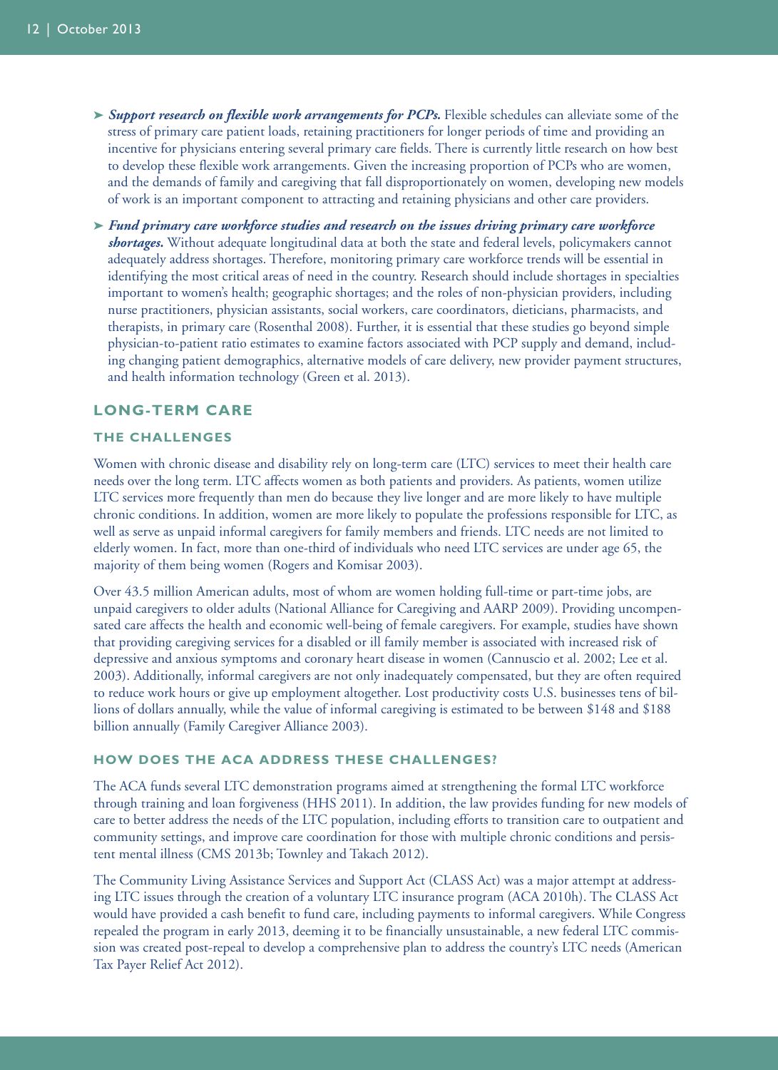- ➤ ***Support research on flexible work arrangements for PCPs.*** Flexible schedules can alleviate some of the stress of primary care patient loads, retaining practitioners for longer periods of time and providing an incentive for physicians entering several primary care fields. There is currently little research on how best to develop these flexible work arrangements. Given the increasing proportion of PCPs who are women, and the demands of family and caregiving that fall disproportionately on women, developing new models of work is an important component to attracting and retaining physicians and other care providers.
- ➤ ***Fund primary care workforce studies and research on the issues driving primary care workforce shortages.*** Without adequate longitudinal data at both the state and federal levels, policymakers cannot adequately address shortages. Therefore, monitoring primary care workforce trends will be essential in identifying the most critical areas of need in the country. Research should include shortages in specialties important to women's health; geographic shortages; and the roles of non-physician providers, including nurse practitioners, physician assistants, social workers, care coordinators, dieticians, pharmacists, and therapists, in primary care (Rosenthal 2008). Further, it is essential that these studies go beyond simple physician-to-patient ratio estimates to examine factors associated with PCP supply and demand, including changing patient demographics, alternative models of care delivery, new provider payment structures, and health information technology (Green et al. 2013).

## LONG-TERM CARE

### THE CHALLENGES

Women with chronic disease and disability rely on long-term care (LTC) services to meet their health care needs over the long term. LTC affects women as both patients and providers. As patients, women utilize LTC services more frequently than men do because they live longer and are more likely to have multiple chronic conditions. In addition, women are more likely to populate the professions responsible for LTC, as well as serve as unpaid informal caregivers for family members and friends. LTC needs are not limited to elderly women. In fact, more than one-third of individuals who need LTC services are under age 65, the majority of them being women (Rogers and Komisar 2003).

Over 43.5 million American adults, most of whom are women holding full-time or part-time jobs, are unpaid caregivers to older adults (National Alliance for Caregiving and AARP 2009). Providing uncompensated care affects the health and economic well-being of female caregivers. For example, studies have shown that providing caregiving services for a disabled or ill family member is associated with increased risk of depressive and anxious symptoms and coronary heart disease in women (Cannuscio et al. 2002; Lee et al. 2003). Additionally, informal caregivers are not only inadequately compensated, but they are often required to reduce work hours or give up employment altogether. Lost productivity costs U.S. businesses tens of billions of dollars annually, while the value of informal caregiving is estimated to be between $148 and $188 billion annually (Family Caregiver Alliance 2003).

### HOW DOES THE ACA ADDRESS THESE CHALLENGES?

The ACA funds several LTC demonstration programs aimed at strengthening the formal LTC workforce through training and loan forgiveness (HHS 2011). In addition, the law provides funding for new models of care to better address the needs of the LTC population, including efforts to transition care to outpatient and community settings, and improve care coordination for those with multiple chronic conditions and persistent mental illness (CMS 2013b; Townley and Takach 2012).

The Community Living Assistance Services and Support Act (CLASS Act) was a major attempt at addressing LTC issues through the creation of a voluntary LTC insurance program (ACA 2010h). The CLASS Act would have provided a cash benefit to fund care, including payments to informal caregivers. While Congress repealed the program in early 2013, deeming it to be financially unsustainable, a new federal LTC commission was created post-repeal to develop a comprehensive plan to address the country's LTC needs (American Tax Payer Relief Act 2012).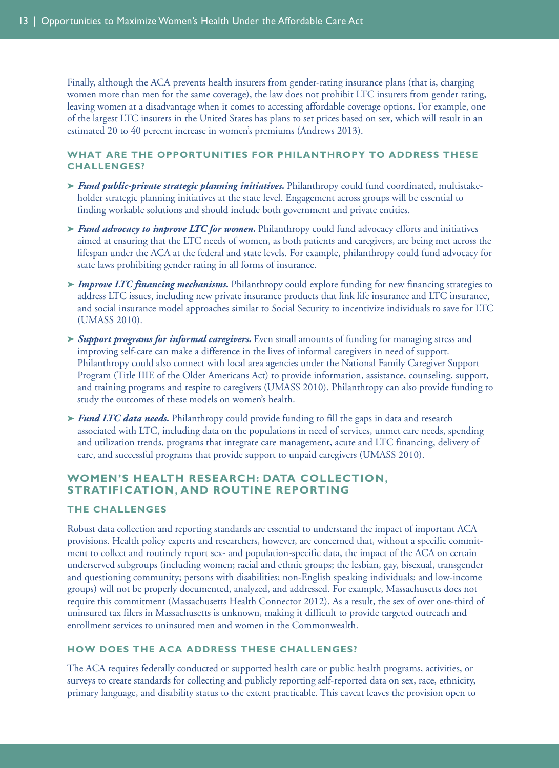Finally, although the ACA prevents health insurers from gender-rating insurance plans (that is, charging women more than men for the same coverage), the law does not prohibit LTC insurers from gender rating, leaving women at a disadvantage when it comes to accessing affordable coverage options. For example, one of the largest LTC insurers in the United States has plans to set prices based on sex, which will result in an estimated 20 to 40 percent increase in women's premiums (Andrews 2013).

### WHAT ARE THE OPPORTUNITIES FOR PHILANTHROPY TO ADDRESS THESE CHALLENGES?

- ***Fund public-private strategic planning initiatives.*** Philanthropy could fund coordinated, multistakeholder strategic planning initiatives at the state level. Engagement across groups will be essential to finding workable solutions and should include both government and private entities.
- ***Fund advocacy to improve LTC for women.*** Philanthropy could fund advocacy efforts and initiatives aimed at ensuring that the LTC needs of women, as both patients and caregivers, are being met across the lifespan under the ACA at the federal and state levels. For example, philanthropy could fund advocacy for state laws prohibiting gender rating in all forms of insurance.
- ***Improve LTC financing mechanisms.*** Philanthropy could explore funding for new financing strategies to address LTC issues, including new private insurance products that link life insurance and LTC insurance, and social insurance model approaches similar to Social Security to incentivize individuals to save for LTC (UMASS 2010).
- ***Support programs for informal caregivers.*** Even small amounts of funding for managing stress and improving self-care can make a difference in the lives of informal caregivers in need of support. Philanthropy could also connect with local area agencies under the National Family Caregiver Support Program (Title IIIE of the Older Americans Act) to provide information, assistance, counseling, support, and training programs and respite to caregivers (UMASS 2010). Philanthropy can also provide funding to study the outcomes of these models on women's health.
- ***Fund LTC data needs.*** Philanthropy could provide funding to fill the gaps in data and research associated with LTC, including data on the populations in need of services, unmet care needs, spending and utilization trends, programs that integrate care management, acute and LTC financing, delivery of care, and successful programs that provide support to unpaid caregivers (UMASS 2010).

## WOMEN'S HEALTH RESEARCH: DATA COLLECTION, STRATIFICATION, AND ROUTINE REPORTING

### THE CHALLENGES

Robust data collection and reporting standards are essential to understand the impact of important ACA provisions. Health policy experts and researchers, however, are concerned that, without a specific commitment to collect and routinely report sex- and population-specific data, the impact of the ACA on certain underserved subgroups (including women; racial and ethnic groups; the lesbian, gay, bisexual, transgender and questioning community; persons with disabilities; non-English speaking individuals; and low-income groups) will not be properly documented, analyzed, and addressed. For example, Massachusetts does not require this commitment (Massachusetts Health Connector 2012). As a result, the sex of over one-third of uninsured tax filers in Massachusetts is unknown, making it difficult to provide targeted outreach and enrollment services to uninsured men and women in the Commonwealth.

### HOW DOES THE ACA ADDRESS THESE CHALLENGES?

The ACA requires federally conducted or supported health care or public health programs, activities, or surveys to create standards for collecting and publicly reporting self-reported data on sex, race, ethnicity, primary language, and disability status to the extent practicable. This caveat leaves the provision open to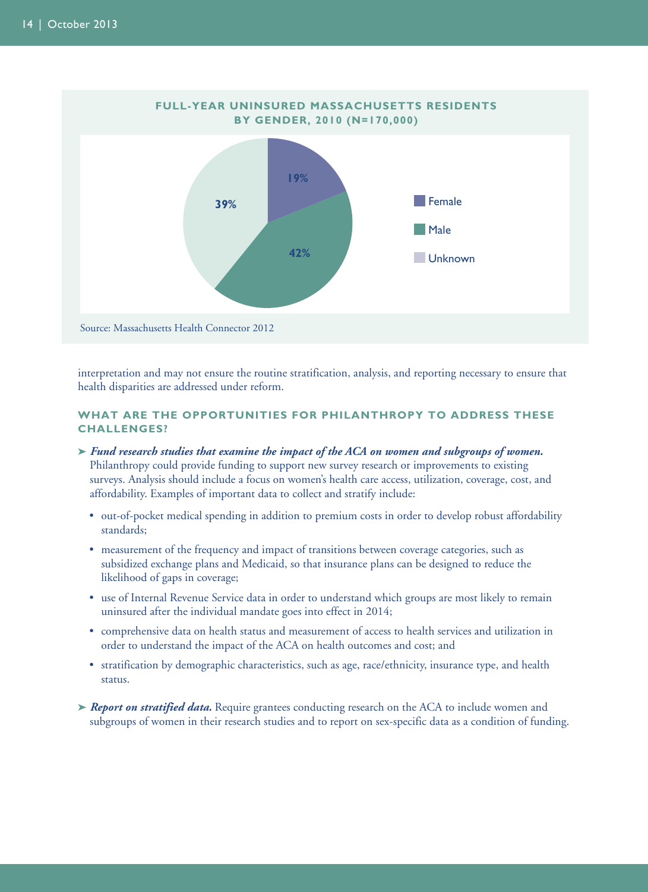**FULL-YEAR UNINSURED MASSACHUSETTS RESIDENTS BY GENDER, 2010 (N=170,000)**

| Gender | Percent |
|---|---|
| Female | 19% |
| Male | 42% |
| Unknown | 39% |

Source: Massachusetts Health Connector 2012

interpretation and may not ensure the routine stratification, analysis, and reporting necessary to ensure that health disparities are addressed under reform.

## WHAT ARE THE OPPORTUNITIES FOR PHILANTHROPY TO ADDRESS THESE CHALLENGES?

➤ ***Fund research studies that examine the impact of the ACA on women and subgroups of women.*** Philanthropy could provide funding to support new survey research or improvements to existing surveys. Analysis should include a focus on women's health care access, utilization, coverage, cost, and affordability. Examples of important data to collect and stratify include:

- out-of-pocket medical spending in addition to premium costs in order to develop robust affordability standards;
- measurement of the frequency and impact of transitions between coverage categories, such as subsidized exchange plans and Medicaid, so that insurance plans can be designed to reduce the likelihood of gaps in coverage;
- use of Internal Revenue Service data in order to understand which groups are most likely to remain uninsured after the individual mandate goes into effect in 2014;
- comprehensive data on health status and measurement of access to health services and utilization in order to understand the impact of the ACA on health outcomes and cost; and
- stratification by demographic characteristics, such as age, race/ethnicity, insurance type, and health status.

➤ ***Report on stratified data.*** Require grantees conducting research on the ACA to include women and subgroups of women in their research studies and to report on sex-specific data as a condition of funding.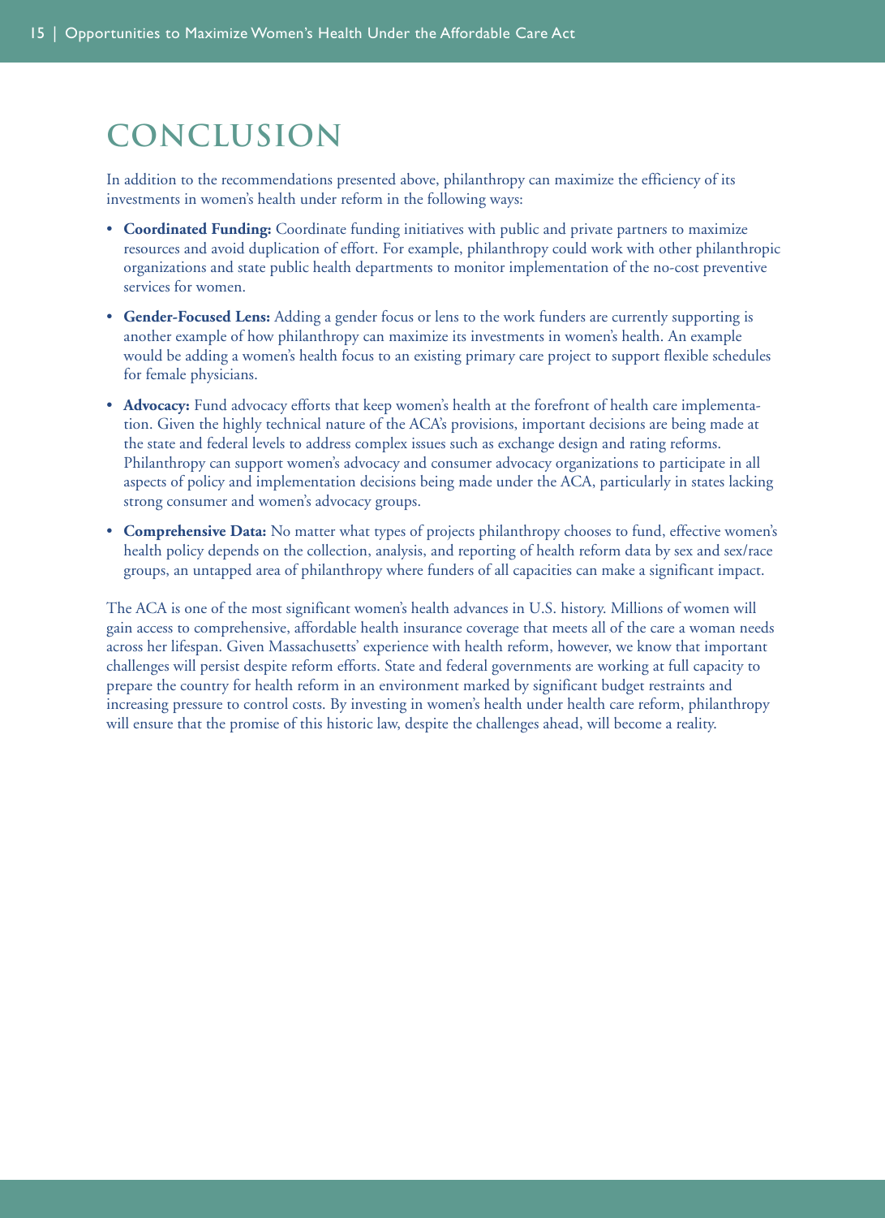# CONCLUSION

In addition to the recommendations presented above, philanthropy can maximize the efficiency of its investments in women's health under reform in the following ways:

- **Coordinated Funding:** Coordinate funding initiatives with public and private partners to maximize resources and avoid duplication of effort. For example, philanthropy could work with other philanthropic organizations and state public health departments to monitor implementation of the no-cost preventive services for women.
- **Gender-Focused Lens:** Adding a gender focus or lens to the work funders are currently supporting is another example of how philanthropy can maximize its investments in women's health. An example would be adding a women's health focus to an existing primary care project to support flexible schedules for female physicians.
- **Advocacy:** Fund advocacy efforts that keep women's health at the forefront of health care implementation. Given the highly technical nature of the ACA's provisions, important decisions are being made at the state and federal levels to address complex issues such as exchange design and rating reforms. Philanthropy can support women's advocacy and consumer advocacy organizations to participate in all aspects of policy and implementation decisions being made under the ACA, particularly in states lacking strong consumer and women's advocacy groups.
- **Comprehensive Data:** No matter what types of projects philanthropy chooses to fund, effective women's health policy depends on the collection, analysis, and reporting of health reform data by sex and sex/race groups, an untapped area of philanthropy where funders of all capacities can make a significant impact.

The ACA is one of the most significant women's health advances in U.S. history. Millions of women will gain access to comprehensive, affordable health insurance coverage that meets all of the care a woman needs across her lifespan. Given Massachusetts' experience with health reform, however, we know that important challenges will persist despite reform efforts. State and federal governments are working at full capacity to prepare the country for health reform in an environment marked by significant budget restraints and increasing pressure to control costs. By investing in women's health under health care reform, philanthropy will ensure that the promise of this historic law, despite the challenges ahead, will become a reality.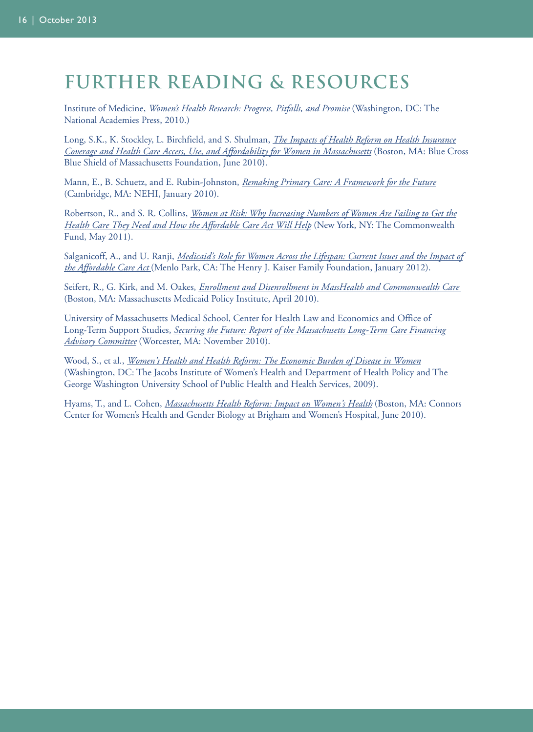# FURTHER READING & RESOURCES

Institute of Medicine, *Women's Health Research: Progress, Pitfalls, and Promise* (Washington, DC: The National Academies Press, 2010.)

Long, S.K., K. Stockley, L. Birchfield, and S. Shulman, *The Impacts of Health Reform on Health Insurance Coverage and Health Care Access, Use, and Affordability for Women in Massachusetts* (Boston, MA: Blue Cross Blue Shield of Massachusetts Foundation, June 2010).

Mann, E., B. Schuetz, and E. Rubin-Johnston, *Remaking Primary Care: A Framework for the Future* (Cambridge, MA: NEHI, January 2010).

Robertson, R., and S. R. Collins, *Women at Risk: Why Increasing Numbers of Women Are Failing to Get the Health Care They Need and How the Affordable Care Act Will Help* (New York, NY: The Commonwealth Fund, May 2011).

Salganicoff, A., and U. Ranji, *Medicaid's Role for Women Across the Lifespan: Current Issues and the Impact of the Affordable Care Act* (Menlo Park, CA: The Henry J. Kaiser Family Foundation, January 2012).

Seifert, R., G. Kirk, and M. Oakes, *Enrollment and Disenrollment in MassHealth and Commonwealth Care* (Boston, MA: Massachusetts Medicaid Policy Institute, April 2010).

University of Massachusetts Medical School, Center for Health Law and Economics and Office of Long-Term Support Studies, *Securing the Future: Report of the Massachusetts Long-Term Care Financing Advisory Committee* (Worcester, MA: November 2010).

Wood, S., et al., *Women's Health and Health Reform: The Economic Burden of Disease in Women* (Washington, DC: The Jacobs Institute of Women's Health and Department of Health Policy and The George Washington University School of Public Health and Health Services, 2009).

Hyams, T., and L. Cohen, *Massachusetts Health Reform: Impact on Women's Health* (Boston, MA: Connors Center for Women's Health and Gender Biology at Brigham and Women's Hospital, June 2010).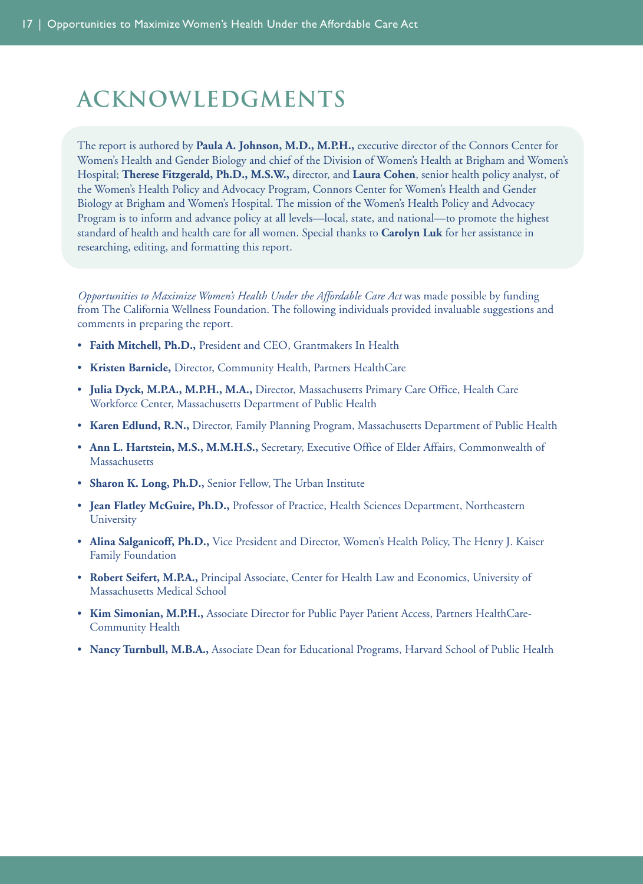# ACKNOWLEDGMENTS

The report is authored by **Paula A. Johnson, M.D., M.P.H.,** executive director of the Connors Center for Women's Health and Gender Biology and chief of the Division of Women's Health at Brigham and Women's Hospital; **Therese Fitzgerald, Ph.D., M.S.W.,** director, and **Laura Cohen**, senior health policy analyst, of the Women's Health Policy and Advocacy Program, Connors Center for Women's Health and Gender Biology at Brigham and Women's Hospital. The mission of the Women's Health Policy and Advocacy Program is to inform and advance policy at all levels—local, state, and national—to promote the highest standard of health and health care for all women. Special thanks to **Carolyn Luk** for her assistance in researching, editing, and formatting this report.

*Opportunities to Maximize Women's Health Under the Affordable Care Act* was made possible by funding from The California Wellness Foundation. The following individuals provided invaluable suggestions and comments in preparing the report.

- **Faith Mitchell, Ph.D.,** President and CEO, Grantmakers In Health
- **Kristen Barnicle,** Director, Community Health, Partners HealthCare
- **Julia Dyck, M.P.A., M.P.H., M.A.,** Director, Massachusetts Primary Care Office, Health Care Workforce Center, Massachusetts Department of Public Health
- **Karen Edlund, R.N.,** Director, Family Planning Program, Massachusetts Department of Public Health
- **Ann L. Hartstein, M.S., M.M.H.S.,** Secretary, Executive Office of Elder Affairs, Commonwealth of Massachusetts
- **Sharon K. Long, Ph.D.,** Senior Fellow, The Urban Institute
- **Jean Flatley McGuire, Ph.D.,** Professor of Practice, Health Sciences Department, Northeastern University
- **Alina Salganicoff, Ph.D.,** Vice President and Director, Women's Health Policy, The Henry J. Kaiser Family Foundation
- **Robert Seifert, M.P.A.,** Principal Associate, Center for Health Law and Economics, University of Massachusetts Medical School
- **Kim Simonian, M.P.H.,** Associate Director for Public Payer Patient Access, Partners HealthCare-Community Health
- **Nancy Turnbull, M.B.A.,** Associate Dean for Educational Programs, Harvard School of Public Health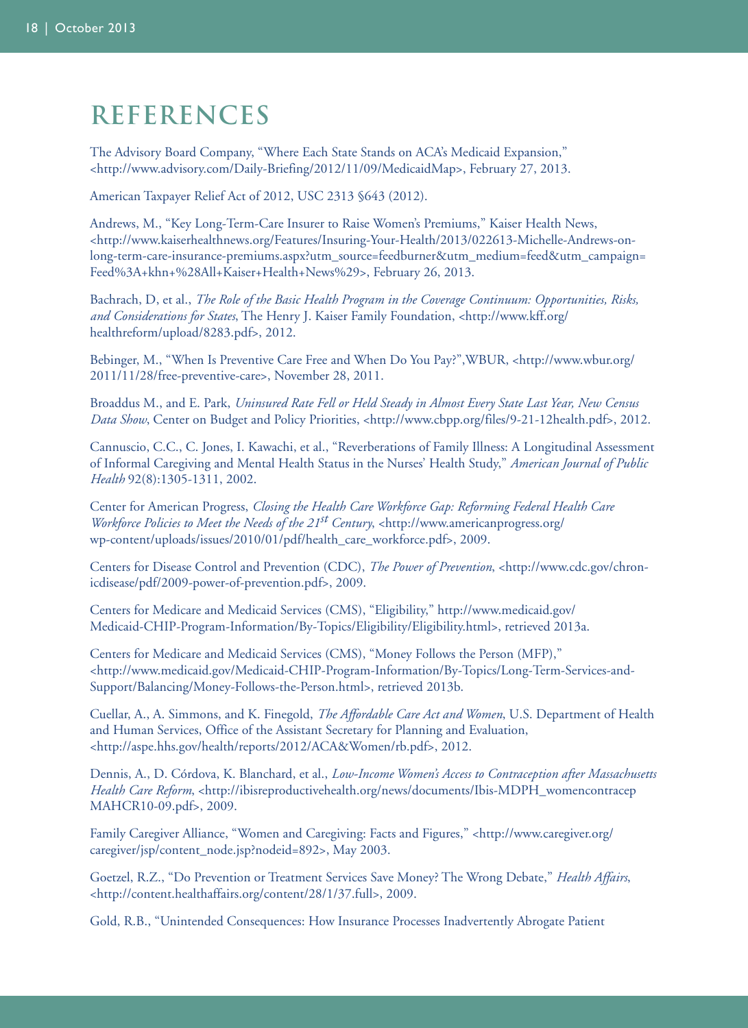# REFERENCES

The Advisory Board Company, "Where Each State Stands on ACA's Medicaid Expansion," <http://www.advisory.com/Daily-Briefing/2012/11/09/MedicaidMap>, February 27, 2013.

American Taxpayer Relief Act of 2012, USC 2313 §643 (2012).

Andrews, M., "Key Long-Term-Care Insurer to Raise Women's Premiums," Kaiser Health News, <http://www.kaiserhealthnews.org/Features/Insuring-Your-Health/2013/022613-Michelle-Andrews-on-long-term-care-insurance-premiums.aspx?utm_source=feedburner&utm_medium=feed&utm_campaign=Feed%3A+khn+%28All+Kaiser+Health+News%29>, February 26, 2013.

Bachrach, D, et al., *The Role of the Basic Health Program in the Coverage Continuum: Opportunities, Risks, and Considerations for States*, The Henry J. Kaiser Family Foundation, <http://www.kff.org/healthreform/upload/8283.pdf>, 2012.

Bebinger, M., "When Is Preventive Care Free and When Do You Pay?",WBUR, <http://www.wbur.org/2011/11/28/free-preventive-care>, November 28, 2011.

Broaddus M., and E. Park, *Uninsured Rate Fell or Held Steady in Almost Every State Last Year, New Census Data Show*, Center on Budget and Policy Priorities, <http://www.cbpp.org/files/9-21-12health.pdf>, 2012.

Cannuscio, C.C., C. Jones, I. Kawachi, et al., "Reverberations of Family Illness: A Longitudinal Assessment of Informal Caregiving and Mental Health Status in the Nurses' Health Study," *American Journal of Public Health* 92(8):1305-1311, 2002.

Center for American Progress, *Closing the Health Care Workforce Gap: Reforming Federal Health Care Workforce Policies to Meet the Needs of the 21st Century*, <http://www.americanprogress.org/wp-content/uploads/issues/2010/01/pdf/health_care_workforce.pdf>, 2009.

Centers for Disease Control and Prevention (CDC), *The Power of Prevention*, <http://www.cdc.gov/chronicdisease/pdf/2009-power-of-prevention.pdf>, 2009.

Centers for Medicare and Medicaid Services (CMS), "Eligibility," http://www.medicaid.gov/Medicaid-CHIP-Program-Information/By-Topics/Eligibility/Eligibility.html>, retrieved 2013a.

Centers for Medicare and Medicaid Services (CMS), "Money Follows the Person (MFP)," <http://www.medicaid.gov/Medicaid-CHIP-Program-Information/By-Topics/Long-Term-Services-and-Support/Balancing/Money-Follows-the-Person.html>, retrieved 2013b.

Cuellar, A., A. Simmons, and K. Finegold, *The Affordable Care Act and Women*, U.S. Department of Health and Human Services, Office of the Assistant Secretary for Planning and Evaluation, <http://aspe.hhs.gov/health/reports/2012/ACA&Women/rb.pdf>, 2012.

Dennis, A., D. Córdova, K. Blanchard, et al., *Low-Income Women's Access to Contraception after Massachusetts Health Care Reform*, <http://ibisreproductivehealth.org/news/documents/Ibis-MDPH_womencontracep MAHCR10-09.pdf>, 2009.

Family Caregiver Alliance, "Women and Caregiving: Facts and Figures," <http://www.caregiver.org/caregiver/jsp/content_node.jsp?nodeid=892>, May 2003.

Goetzel, R.Z., "Do Prevention or Treatment Services Save Money? The Wrong Debate," *Health Affairs*, <http://content.healthaffairs.org/content/28/1/37.full>, 2009.

Gold, R.B., "Unintended Consequences: How Insurance Processes Inadvertently Abrogate Patient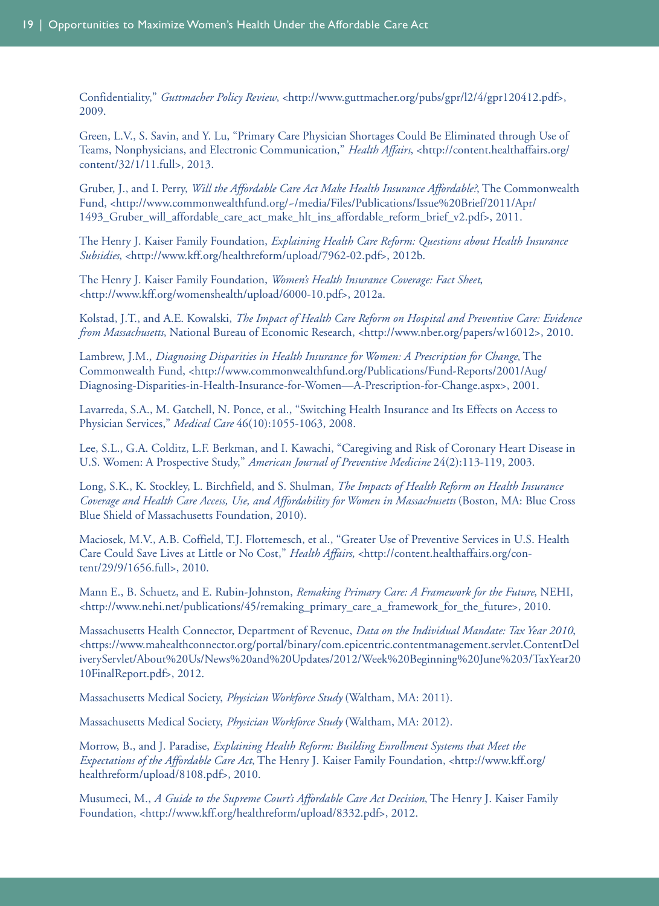Confidentiality," *Guttmacher Policy Review*, <http://www.guttmacher.org/pubs/gpr/l2/4/gpr120412.pdf>, 2009.

Green, L.V., S. Savin, and Y. Lu, "Primary Care Physician Shortages Could Be Eliminated through Use of Teams, Nonphysicians, and Electronic Communication," *Health Affairs*, <http://content.healthaffairs.org/content/32/1/11.full>, 2013.

Gruber, J., and I. Perry, *Will the Affordable Care Act Make Health Insurance Affordable?*, The Commonwealth Fund, <http://www.commonwealthfund.org/~/media/Files/Publications/Issue%20Brief/2011/Apr/1493_Gruber_will_affordable_care_act_make_hlt_ins_affordable_reform_brief_v2.pdf>, 2011.

The Henry J. Kaiser Family Foundation, *Explaining Health Care Reform: Questions about Health Insurance Subsidies*, <http://www.kff.org/healthreform/upload/7962-02.pdf>, 2012b.

The Henry J. Kaiser Family Foundation, *Women's Health Insurance Coverage: Fact Sheet*, <http://www.kff.org/womenshealth/upload/6000-10.pdf>, 2012a.

Kolstad, J.T., and A.E. Kowalski, *The Impact of Health Care Reform on Hospital and Preventive Care: Evidence from Massachusetts*, National Bureau of Economic Research, <http://www.nber.org/papers/w16012>, 2010.

Lambrew, J.M., *Diagnosing Disparities in Health Insurance for Women: A Prescription for Change*, The Commonwealth Fund, <http://www.commonwealthfund.org/Publications/Fund-Reports/2001/Aug/Diagnosing-Disparities-in-Health-Insurance-for-Women—A-Prescription-for-Change.aspx>, 2001.

Lavarreda, S.A., M. Gatchell, N. Ponce, et al., "Switching Health Insurance and Its Effects on Access to Physician Services," *Medical Care* 46(10):1055-1063, 2008.

Lee, S.L., G.A. Colditz, L.F. Berkman, and I. Kawachi, "Caregiving and Risk of Coronary Heart Disease in U.S. Women: A Prospective Study," *American Journal of Preventive Medicine* 24(2):113-119, 2003.

Long, S.K., K. Stockley, L. Birchfield, and S. Shulman, *The Impacts of Health Reform on Health Insurance Coverage and Health Care Access, Use, and Affordability for Women in Massachusetts* (Boston, MA: Blue Cross Blue Shield of Massachusetts Foundation, 2010).

Maciosek, M.V., A.B. Coffield, T.J. Flottemesch, et al., "Greater Use of Preventive Services in U.S. Health Care Could Save Lives at Little or No Cost," *Health Affairs*, <http://content.healthaffairs.org/content/29/9/1656.full>, 2010.

Mann E., B. Schuetz, and E. Rubin-Johnston, *Remaking Primary Care: A Framework for the Future*, NEHI, <http://www.nehi.net/publications/45/remaking_primary_care_a_framework_for_the_future>, 2010.

Massachusetts Health Connector, Department of Revenue, *Data on the Individual Mandate: Tax Year 2010*, <https://www.mahealthconnector.org/portal/binary/com.epicentric.contentmanagement.servlet.ContentDeliveryServlet/About%20Us/News%20and%20Updates/2012/Week%20Beginning%20June%203/TaxYear2010FinalReport.pdf>, 2012.

Massachusetts Medical Society, *Physician Workforce Study* (Waltham, MA: 2011).

Massachusetts Medical Society, *Physician Workforce Study* (Waltham, MA: 2012).

Morrow, B., and J. Paradise, *Explaining Health Reform: Building Enrollment Systems that Meet the Expectations of the Affordable Care Act*, The Henry J. Kaiser Family Foundation, <http://www.kff.org/healthreform/upload/8108.pdf>, 2010.

Musumeci, M., *A Guide to the Supreme Court's Affordable Care Act Decision*, The Henry J. Kaiser Family Foundation, <http://www.kff.org/healthreform/upload/8332.pdf>, 2012.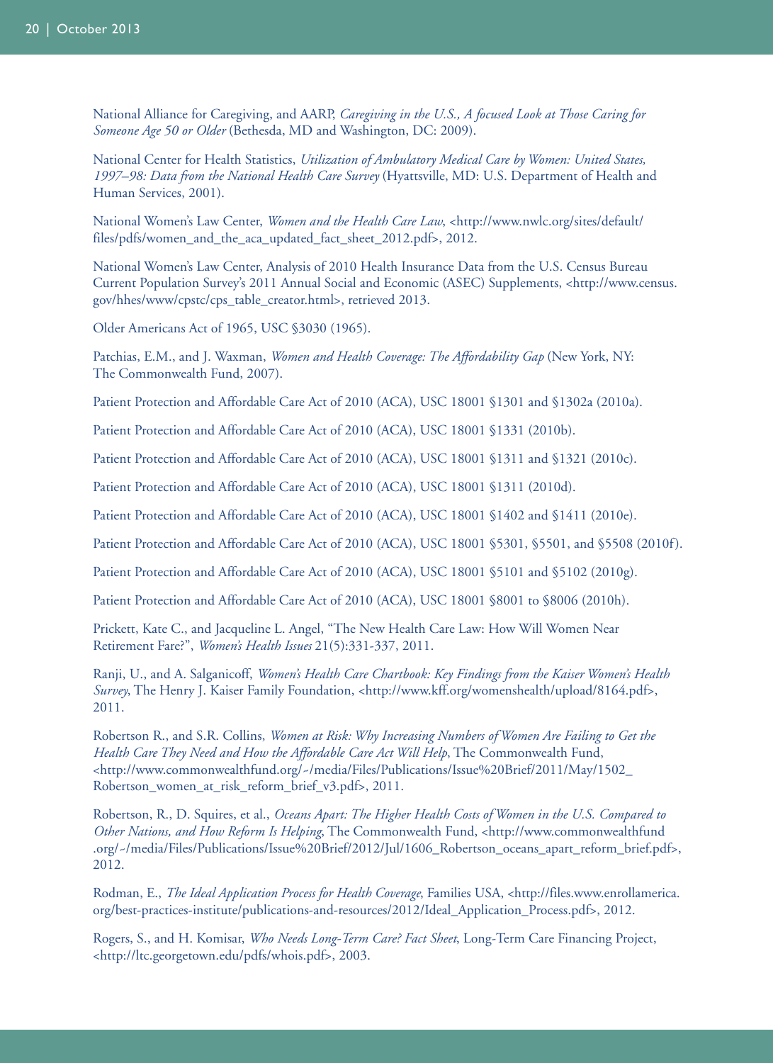National Alliance for Caregiving, and AARP, *Caregiving in the U.S., A focused Look at Those Caring for Someone Age 50 or Older* (Bethesda, MD and Washington, DC: 2009).

National Center for Health Statistics, *Utilization of Ambulatory Medical Care by Women: United States, 1997–98: Data from the National Health Care Survey* (Hyattsville, MD: U.S. Department of Health and Human Services, 2001).

National Women's Law Center, *Women and the Health Care Law*, <http://www.nwlc.org/sites/default/files/pdfs/women_and_the_aca_updated_fact_sheet_2012.pdf>, 2012.

National Women's Law Center, Analysis of 2010 Health Insurance Data from the U.S. Census Bureau Current Population Survey's 2011 Annual Social and Economic (ASEC) Supplements, <http://www.census.gov/hhes/www/cpstc/cps_table_creator.html>, retrieved 2013.

Older Americans Act of 1965, USC §3030 (1965).

Patchias, E.M., and J. Waxman, *Women and Health Coverage: The Affordability Gap* (New York, NY: The Commonwealth Fund, 2007).

Patient Protection and Affordable Care Act of 2010 (ACA), USC 18001 §1301 and §1302a (2010a).

Patient Protection and Affordable Care Act of 2010 (ACA), USC 18001 §1331 (2010b).

Patient Protection and Affordable Care Act of 2010 (ACA), USC 18001 §1311 and §1321 (2010c).

Patient Protection and Affordable Care Act of 2010 (ACA), USC 18001 §1311 (2010d).

Patient Protection and Affordable Care Act of 2010 (ACA), USC 18001 §1402 and §1411 (2010e).

Patient Protection and Affordable Care Act of 2010 (ACA), USC 18001 §5301, §5501, and §5508 (2010f).

Patient Protection and Affordable Care Act of 2010 (ACA), USC 18001 §5101 and §5102 (2010g).

Patient Protection and Affordable Care Act of 2010 (ACA), USC 18001 §8001 to §8006 (2010h).

Prickett, Kate C., and Jacqueline L. Angel, "The New Health Care Law: How Will Women Near Retirement Fare?", *Women's Health Issues* 21(5):331-337, 2011.

Ranji, U., and A. Salganicoff, *Women's Health Care Chartbook: Key Findings from the Kaiser Women's Health Survey*, The Henry J. Kaiser Family Foundation, <http://www.kff.org/womenshealth/upload/8164.pdf>, 2011.

Robertson R., and S.R. Collins, *Women at Risk: Why Increasing Numbers of Women Are Failing to Get the Health Care They Need and How the Affordable Care Act Will Help*, The Commonwealth Fund, <http://www.commonwealthfund.org/~/media/Files/Publications/Issue%20Brief/2011/May/1502_Robertson_women_at_risk_reform_brief_v3.pdf>, 2011.

Robertson, R., D. Squires, et al., *Oceans Apart: The Higher Health Costs of Women in the U.S. Compared to Other Nations, and How Reform Is Helping*, The Commonwealth Fund, <http://www.commonwealthfund.org/~/media/Files/Publications/Issue%20Brief/2012/Jul/1606_Robertson_oceans_apart_reform_brief.pdf>, 2012.

Rodman, E., *The Ideal Application Process for Health Coverage*, Families USA, <http://files.www.enrollamerica.org/best-practices-institute/publications-and-resources/2012/Ideal_Application_Process.pdf>, 2012.

Rogers, S., and H. Komisar, *Who Needs Long-Term Care? Fact Sheet*, Long-Term Care Financing Project, <http://ltc.georgetown.edu/pdfs/whois.pdf>, 2003.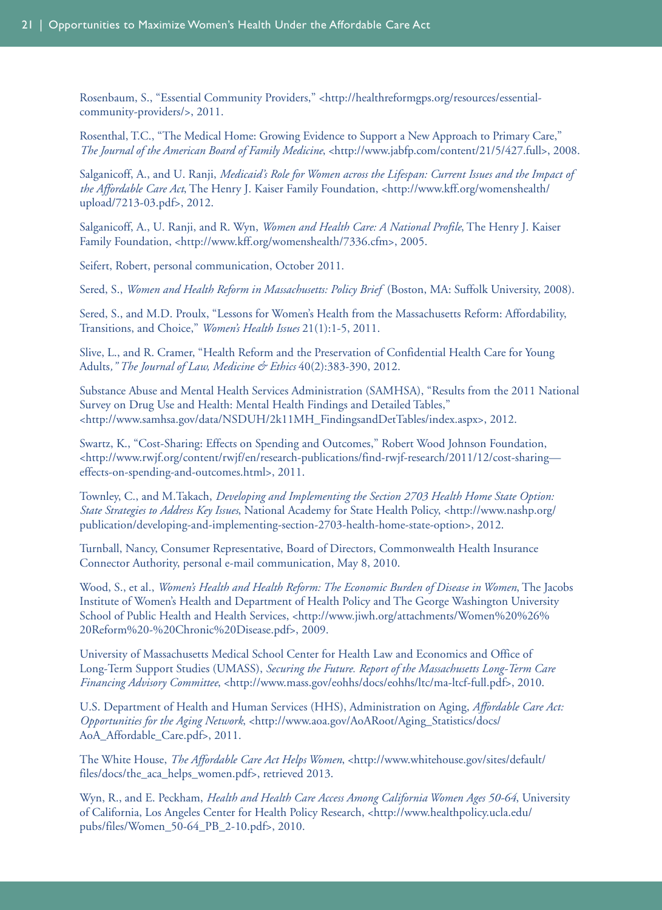Rosenbaum, S., "Essential Community Providers," <http://healthreformgps.org/resources/essential-community-providers/>, 2011.

Rosenthal, T.C., "The Medical Home: Growing Evidence to Support a New Approach to Primary Care," *The Journal of the American Board of Family Medicine*, <http://www.jabfp.com/content/21/5/427.full>, 2008.

Salganicoff, A., and U. Ranji, *Medicaid's Role for Women across the Lifespan: Current Issues and the Impact of the Affordable Care Act*, The Henry J. Kaiser Family Foundation, <http://www.kff.org/womenshealth/upload/7213-03.pdf>, 2012.

Salganicoff, A., U. Ranji, and R. Wyn, *Women and Health Care: A National Profile*, The Henry J. Kaiser Family Foundation, <http://www.kff.org/womenshealth/7336.cfm>, 2005.

Seifert, Robert, personal communication, October 2011.

Sered, S., *Women and Health Reform in Massachusetts: Policy Brief* (Boston, MA: Suffolk University, 2008).

Sered, S., and M.D. Proulx, "Lessons for Women's Health from the Massachusetts Reform: Affordability, Transitions, and Choice," *Women's Health Issues* 21(1):1-5, 2011.

Slive, L., and R. Cramer, "Health Reform and the Preservation of Confidential Health Care for Young Adults," *The Journal of Law, Medicine & Ethics* 40(2):383-390, 2012.

Substance Abuse and Mental Health Services Administration (SAMHSA), "Results from the 2011 National Survey on Drug Use and Health: Mental Health Findings and Detailed Tables," <http://www.samhsa.gov/data/NSDUH/2k11MH_FindingsandDetTables/index.aspx>, 2012.

Swartz, K., "Cost-Sharing: Effects on Spending and Outcomes," Robert Wood Johnson Foundation, <http://www.rwjf.org/content/rwjf/en/research-publications/find-rwjf-research/2011/12/cost-sharing—effects-on-spending-and-outcomes.html>, 2011.

Townley, C., and M.Takach, *Developing and Implementing the Section 2703 Health Home State Option: State Strategies to Address Key Issues*, National Academy for State Health Policy, <http://www.nashp.org/publication/developing-and-implementing-section-2703-health-home-state-option>, 2012.

Turnbull, Nancy, Consumer Representative, Board of Directors, Commonwealth Health Insurance Connector Authority, personal e-mail communication, May 8, 2010.

Wood, S., et al., *Women's Health and Health Reform: The Economic Burden of Disease in Women*, The Jacobs Institute of Women's Health and Department of Health Policy and The George Washington University School of Public Health and Health Services, <http://www.jiwh.org/attachments/Women%20%26%20Reform%20-%20Chronic%20Disease.pdf>, 2009.

University of Massachusetts Medical School Center for Health Law and Economics and Office of Long-Term Support Studies (UMASS), *Securing the Future. Report of the Massachusetts Long-Term Care Financing Advisory Committee*, <http://www.mass.gov/eohhs/docs/eohhs/ltc/ma-ltcf-full.pdf>, 2010.

U.S. Department of Health and Human Services (HHS), Administration on Aging, *Affordable Care Act: Opportunities for the Aging Network*, <http://www.aoa.gov/AoARoot/Aging_Statistics/docs/AoA_Affordable_Care.pdf>, 2011.

The White House, *The Affordable Care Act Helps Women*, <http://www.whitehouse.gov/sites/default/files/docs/the_aca_helps_women.pdf>, retrieved 2013.

Wyn, R., and E. Peckham, *Health and Health Care Access Among California Women Ages 50-64*, University of California, Los Angeles Center for Health Policy Research, <http://www.healthpolicy.ucla.edu/pubs/files/Women_50-64_PB_2-10.pdf>, 2010.